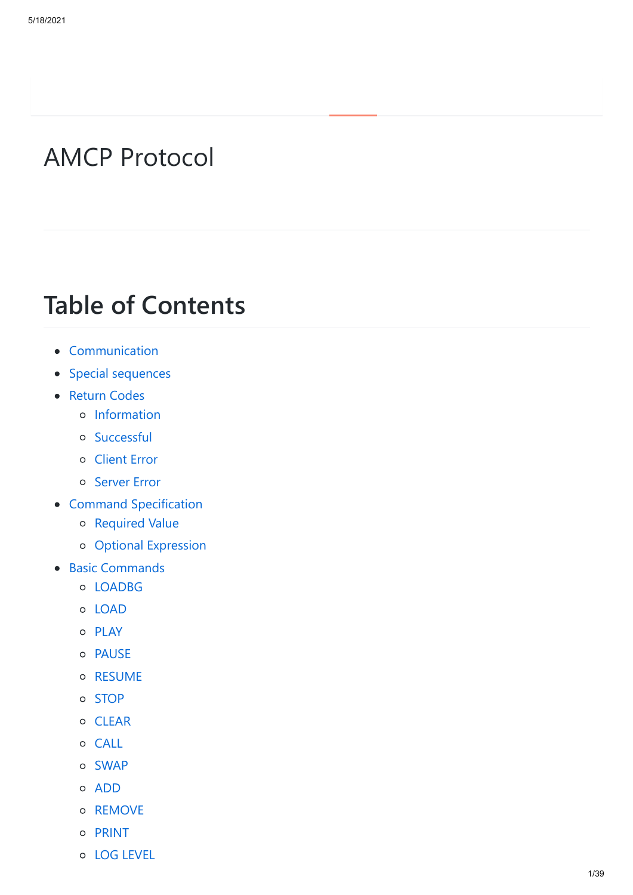# AMCP Protocol

## Table of Contents

- Communication
- Special sequences
- Return Codes
    - Information
    - Successful
    - Client Error
    - Server Error
- Command Specification
    - Required Value
    - Optional Expression
- Basic Commands
    - LOADBG
    - LOAD
    - PLAY
    - PAUSE
    - RESUME
    - STOP
    - CLEAR
    - CALL
    - SWAP
    - ADD
    - REMOVE
    - PRINT
    - LOG LEVEL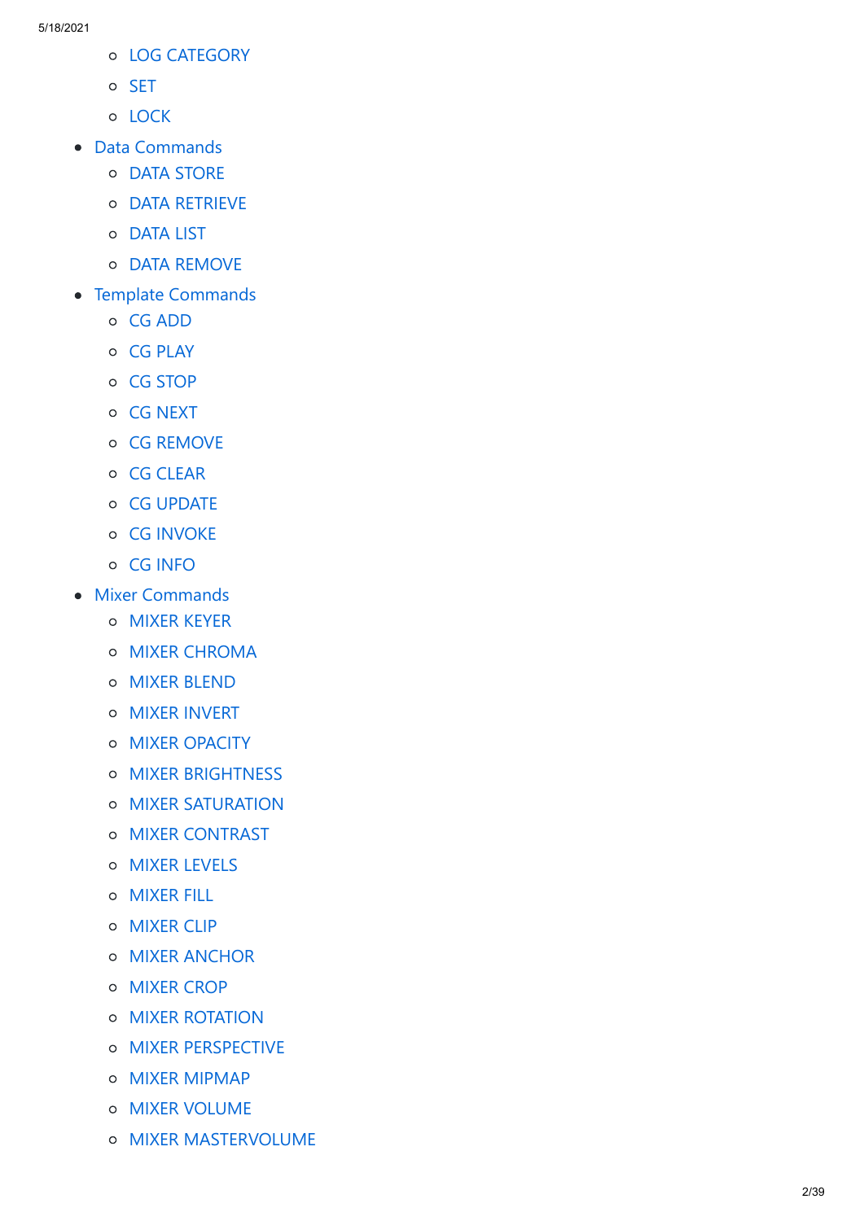- LOG CATEGORY
- SET
- LOCK

- Data Commands
  - DATA STORE
  - DATA RETRIEVE
  - DATA LIST
  - DATA REMOVE
- Template Commands
  - CG ADD
  - CG PLAY
  - CG STOP
  - CG NEXT
  - CG REMOVE
  - CG CLEAR
  - CG UPDATE
  - CG INVOKE
  - CG INFO
- Mixer Commands
  - MIXER KEYER
  - MIXER CHROMA
  - MIXER BLEND
  - MIXER INVERT
  - MIXER OPACITY
  - MIXER BRIGHTNESS
  - MIXER SATURATION
  - MIXER CONTRAST
  - MIXER LEVELS
  - MIXER FILL
  - MIXER CLIP
  - MIXER ANCHOR
  - MIXER CROP
  - MIXER ROTATION
  - MIXER PERSPECTIVE
  - MIXER MIPMAP
  - MIXER VOLUME
  - MIXER MASTERVOLUME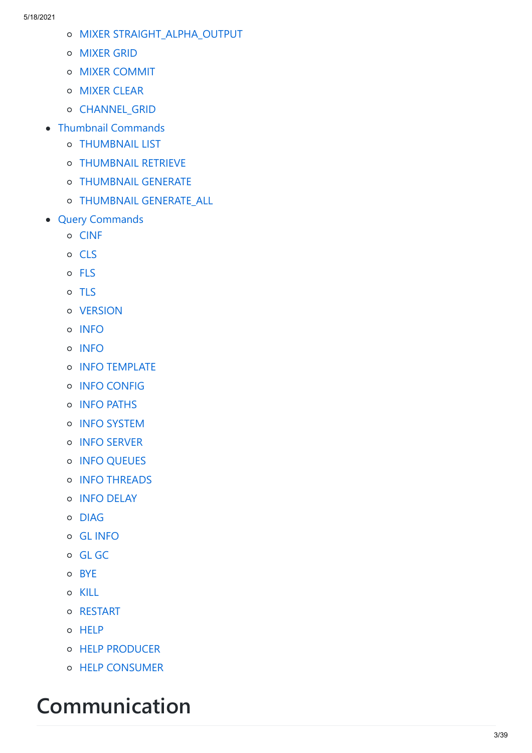- MIXER STRAIGHT_ALPHA_OUTPUT
    - MIXER GRID
    - MIXER COMMIT
    - MIXER CLEAR
    - CHANNEL_GRID
- Thumbnail Commands
    - THUMBNAIL LIST
    - THUMBNAIL RETRIEVE
    - THUMBNAIL GENERATE
    - THUMBNAIL GENERATE_ALL
- Query Commands
    - CINF
    - CLS
    - FLS
    - TLS
    - VERSION
    - INFO
    - INFO
    - INFO TEMPLATE
    - INFO CONFIG
    - INFO PATHS
    - INFO SYSTEM
    - INFO SERVER
    - INFO QUEUES
    - INFO THREADS
    - INFO DELAY
    - DIAG
    - GL INFO
    - GL GC
    - BYE
    - KILL
    - RESTART
    - HELP
    - HELP PRODUCER
    - HELP CONSUMER

# Communication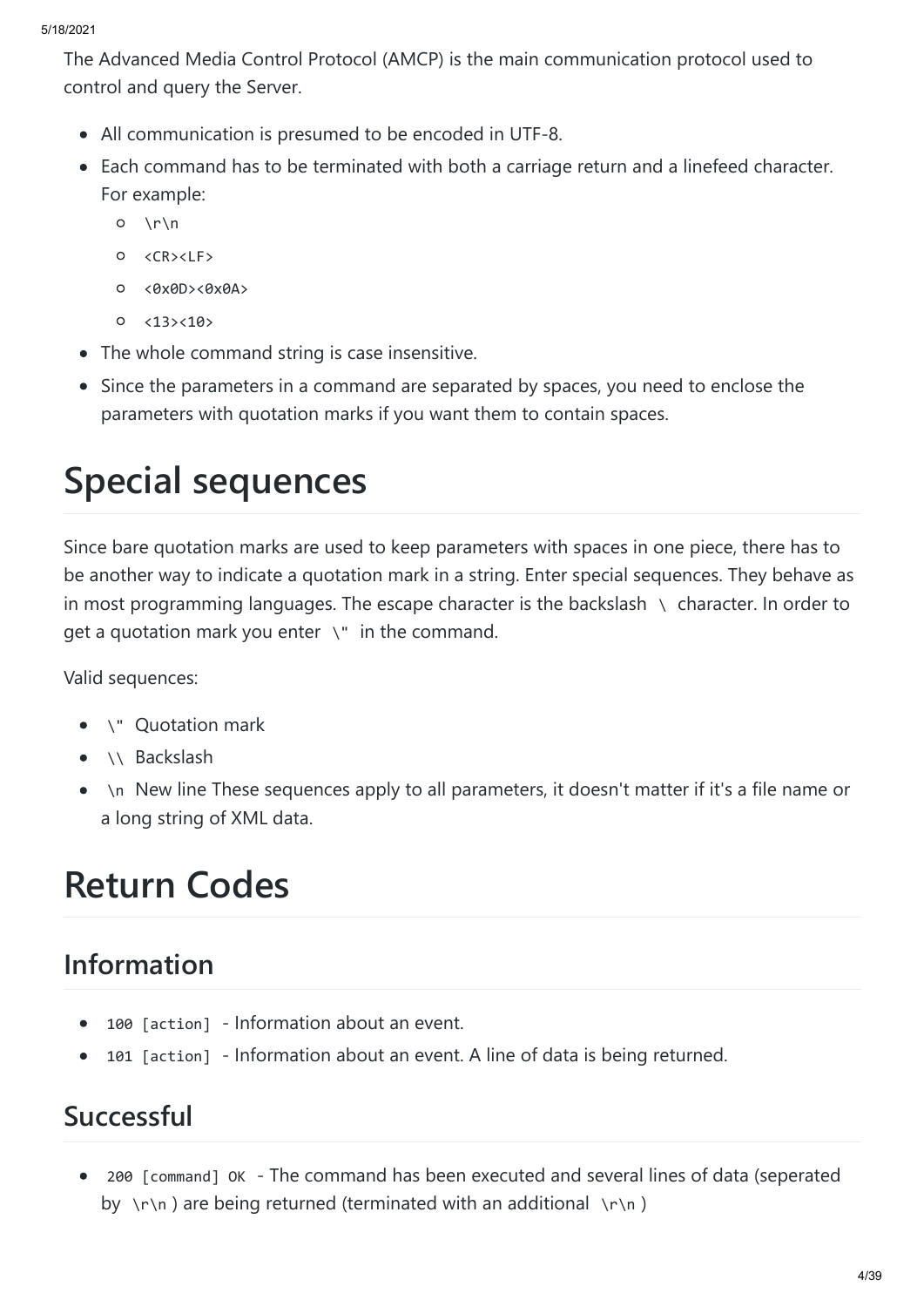The Advanced Media Control Protocol (AMCP) is the main communication protocol used to control and query the Server.

- All communication is presumed to be encoded in UTF-8.
- Each command has to be terminated with both a carriage return and a linefeed character. For example:
  - `\r\n`
  - `<CR><LF>`
  - `<0x0D><0x0A>`
  - `<13><10>`
- The whole command string is case insensitive.
- Since the parameters in a command are separated by spaces, you need to enclose the parameters with quotation marks if you want them to contain spaces.

# Special sequences

Since bare quotation marks are used to keep parameters with spaces in one piece, there has to be another way to indicate a quotation mark in a string. Enter special sequences. They behave as in most programming languages. The escape character is the backslash `\` character. In order to get a quotation mark you enter `\"` in the command.

Valid sequences:

- `\"` Quotation mark
- `\\` Backslash
- `\n` New line These sequences apply to all parameters, it doesn't matter if it's a file name or a long string of XML data.

# Return Codes

## Information

- `100 [action]` - Information about an event.
- `101 [action]` - Information about an event. A line of data is being returned.

## Successful

- `200 [command] OK` - The command has been executed and several lines of data (seperated by `\r\n`) are being returned (terminated with an additional `\r\n`)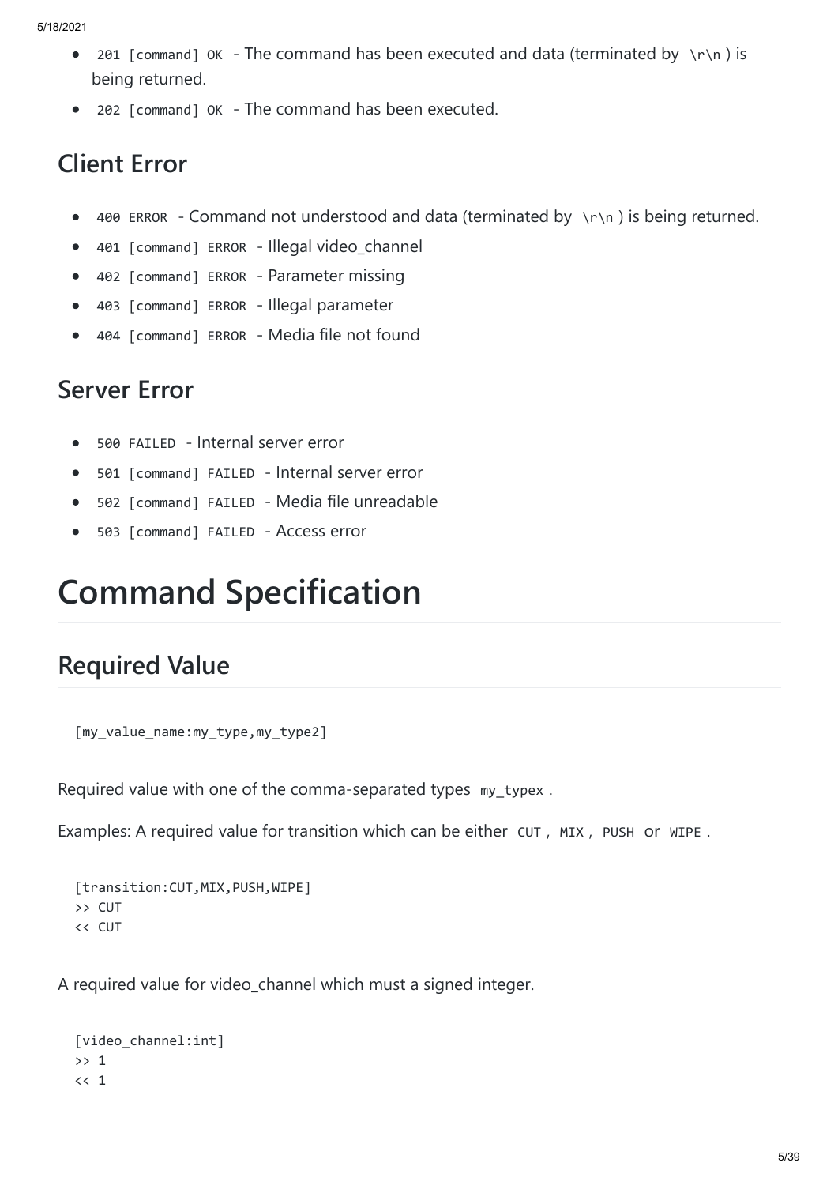- `201 [command] OK` - The command has been executed and data (terminated by `\r\n`) is being returned.
- `202 [command] OK` - The command has been executed.

## Client Error

- `400 ERROR` - Command not understood and data (terminated by `\r\n`) is being returned.
- `401 [command] ERROR` - Illegal video_channel
- `402 [command] ERROR` - Parameter missing
- `403 [command] ERROR` - Illegal parameter
- `404 [command] ERROR` - Media file not found

## Server Error

- `500 FAILED` - Internal server error
- `501 [command] FAILED` - Internal server error
- `502 [command] FAILED` - Media file unreadable
- `503 [command] FAILED` - Access error

# Command Specification

## Required Value

```
[my_value_name:my_type,my_type2]
```

Required value with one of the comma-separated types `my_typex`.

Examples: A required value for transition which can be either `CUT`, `MIX`, `PUSH` or `WIPE`.

```
[transition:CUT,MIX,PUSH,WIPE]
>> CUT
<< CUT
```

A required value for video_channel which must a signed integer.

```
[video_channel:int]
>> 1
<< 1
```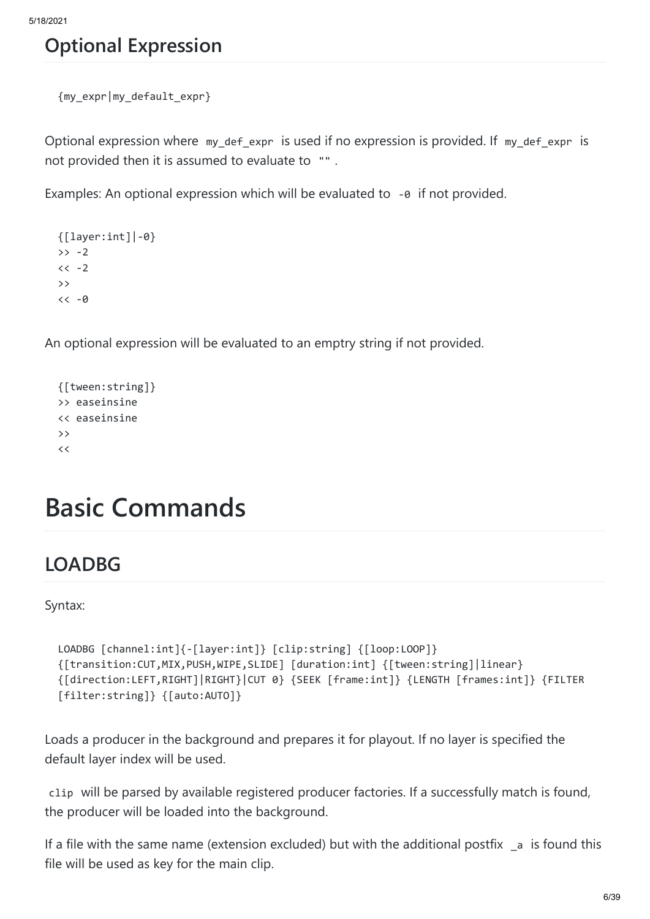## Optional Expression

```
{my_expr|my_default_expr}
```

Optional expression where `my_def_expr` is used if no expression is provided. If `my_def_expr` is not provided then it is assumed to evaluate to `""`.

Examples: An optional expression which will be evaluated to `-0` if not provided.

```
{[layer:int]|-0}
>> -2
<< -2
>>
<< -0
```

An optional expression will be evaluated to an emptry string if not provided.

```
{[tween:string]}
>> easeinsine
<< easeinsine
>>
<<
```

# Basic Commands

## LOADBG

Syntax:

```
LOADBG [channel:int]{-[layer:int]} [clip:string] {[loop:LOOP]}
{[transition:CUT,MIX,PUSH,WIPE,SLIDE] [duration:int] {[tween:string]|linear}
{[direction:LEFT,RIGHT]|RIGHT}|CUT 0} {SEEK [frame:int]} {LENGTH [frames:int]} {FILTER
[filter:string]} {[auto:AUTO]}
```

Loads a producer in the background and prepares it for playout. If no layer is specified the default layer index will be used.

`clip` will be parsed by available registered producer factories. If a successfully match is found, the producer will be loaded into the background.

If a file with the same name (extension excluded) but with the additional postfix `_a` is found this file will be used as key for the main clip.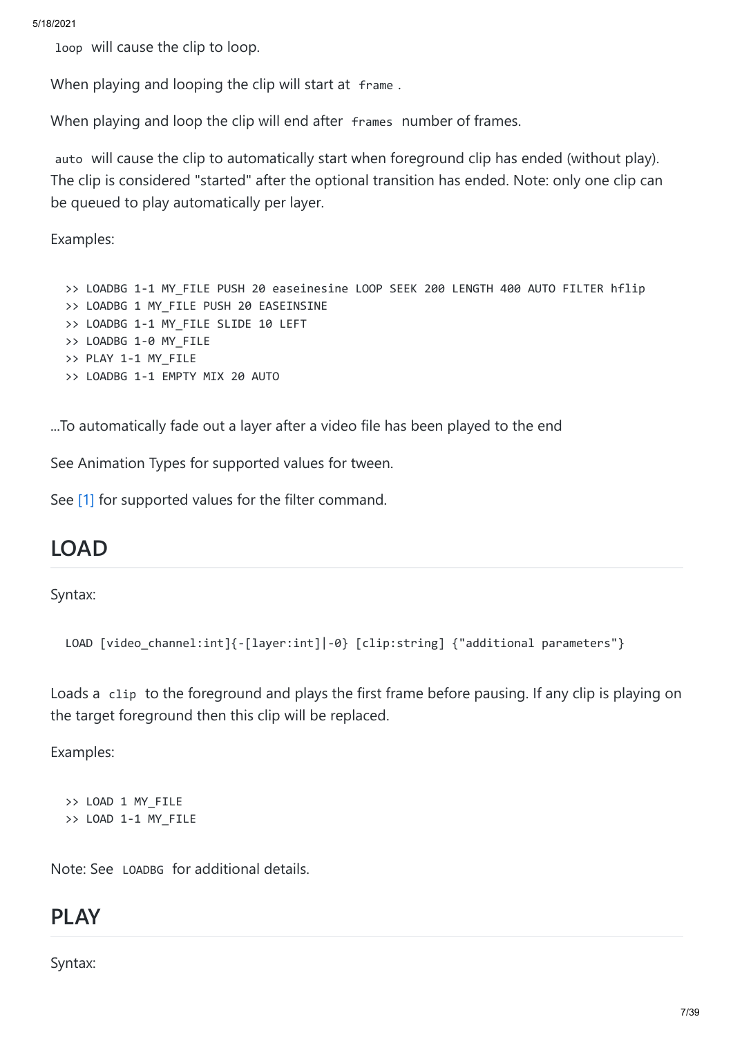`loop` will cause the clip to loop.

When playing and looping the clip will start at `frame`.

When playing and loop the clip will end after `frames` number of frames.

`auto` will cause the clip to automatically start when foreground clip has ended (without play). The clip is considered "started" after the optional transition has ended. Note: only one clip can be queued to play automatically per layer.

Examples:

```
>> LOADBG 1-1 MY_FILE PUSH 20 easeinesine LOOP SEEK 200 LENGTH 400 AUTO FILTER hflip
>> LOADBG 1 MY_FILE PUSH 20 EASEINSINE
>> LOADBG 1-1 MY_FILE SLIDE 10 LEFT
>> LOADBG 1-0 MY_FILE
>> PLAY 1-1 MY_FILE
>> LOADBG 1-1 EMPTY MIX 20 AUTO
```

...To automatically fade out a layer after a video file has been played to the end

See Animation Types for supported values for tween.

See [1] for supported values for the filter command.

## LOAD

Syntax:

```
LOAD [video_channel:int]{-[layer:int]|-0} [clip:string] {"additional parameters"}
```

Loads a `clip` to the foreground and plays the first frame before pausing. If any clip is playing on the target foreground then this clip will be replaced.

Examples:

```
>> LOAD 1 MY_FILE
>> LOAD 1-1 MY_FILE
```

Note: See `LOADBG` for additional details.

## PLAY

Syntax: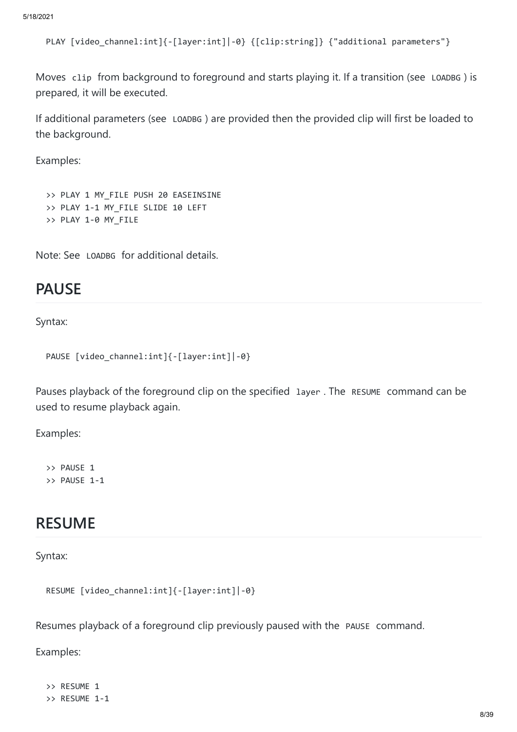```
PLAY [video_channel:int]{-[layer:int]|-0} {[clip:string]} {"additional parameters"}
```

Moves `clip` from background to foreground and starts playing it. If a transition (see `LOADBG`) is prepared, it will be executed.

If additional parameters (see `LOADBG`) are provided then the provided clip will first be loaded to the background.

Examples:

```
>> PLAY 1 MY_FILE PUSH 20 EASEINSINE
>> PLAY 1-1 MY_FILE SLIDE 10 LEFT
>> PLAY 1-0 MY_FILE
```

Note: See `LOADBG` for additional details.

## PAUSE

Syntax:

```
PAUSE [video_channel:int]{-[layer:int]|-0}
```

Pauses playback of the foreground clip on the specified `layer`. The `RESUME` command can be used to resume playback again.

Examples:

```
>> PAUSE 1
>> PAUSE 1-1
```

## RESUME

Syntax:

```
RESUME [video_channel:int]{-[layer:int]|-0}
```

Resumes playback of a foreground clip previously paused with the `PAUSE` command.

Examples:

```
>> RESUME 1
>> RESUME 1-1
```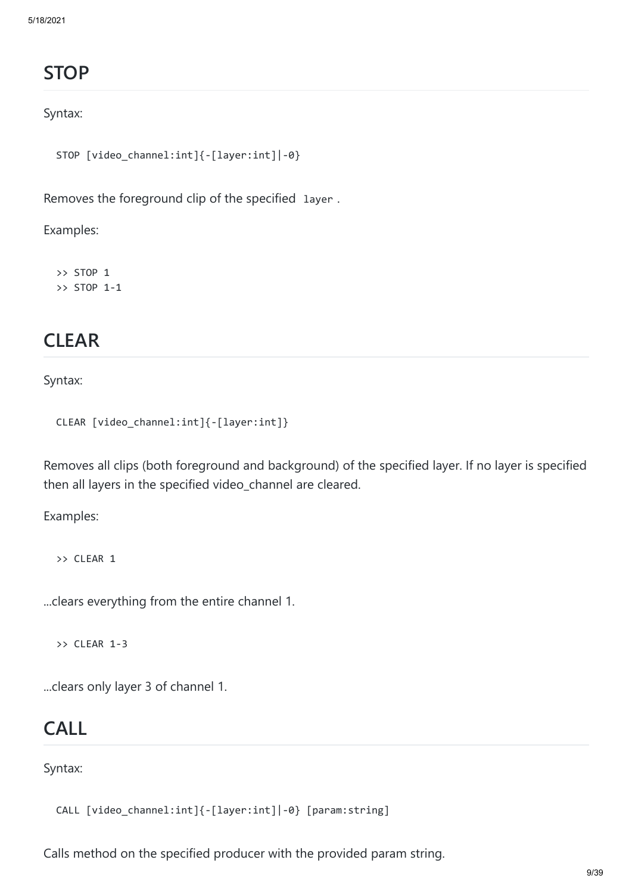## STOP

Syntax:

```
STOP [video_channel:int]{-[layer:int]|-0}
```

Removes the foreground clip of the specified `layer`.

Examples:

```
>> STOP 1
>> STOP 1-1
```

## CLEAR

Syntax:

```
CLEAR [video_channel:int]{-[layer:int]}
```

Removes all clips (both foreground and background) of the specified layer. If no layer is specified then all layers in the specified video_channel are cleared.

Examples:

```
>> CLEAR 1
```

...clears everything from the entire channel 1.

```
>> CLEAR 1-3
```

...clears only layer 3 of channel 1.

## CALL

Syntax:

```
CALL [video_channel:int]{-[layer:int]|-0} [param:string]
```

Calls method on the specified producer with the provided param string.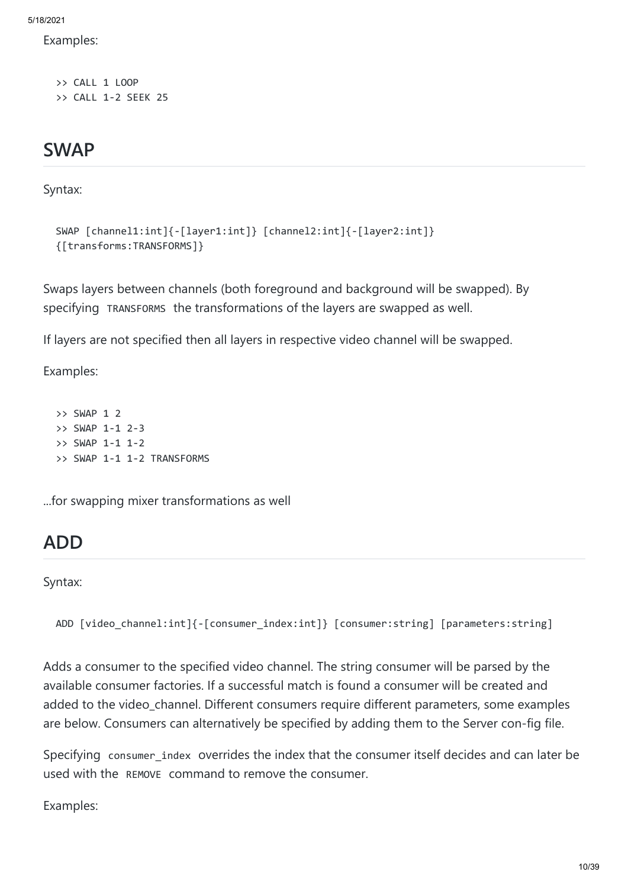Examples:

```
>> CALL 1 LOOP
>> CALL 1-2 SEEK 25
```

## SWAP

Syntax:

```
SWAP [channel1:int]{-[layer1:int]} [channel2:int]{-[layer2:int]}
{[transforms:TRANSFORMS]}
```

Swaps layers between channels (both foreground and background will be swapped). By specifying `TRANSFORMS` the transformations of the layers are swapped as well.

If layers are not specified then all layers in respective video channel will be swapped.

Examples:

```
>> SWAP 1 2
>> SWAP 1-1 2-3
>> SWAP 1-1 1-2
>> SWAP 1-1 1-2 TRANSFORMS
```

...for swapping mixer transformations as well

## ADD

Syntax:

```
ADD [video_channel:int]{-[consumer_index:int]} [consumer:string] [parameters:string]
```

Adds a consumer to the specified video channel. The string consumer will be parsed by the available consumer factories. If a successful match is found a consumer will be created and added to the video_channel. Different consumers require different parameters, some examples are below. Consumers can alternatively be specified by adding them to the Server con-fig file.

Specifying `consumer_index` overrides the index that the consumer itself decides and can later be used with the `REMOVE` command to remove the consumer.

Examples: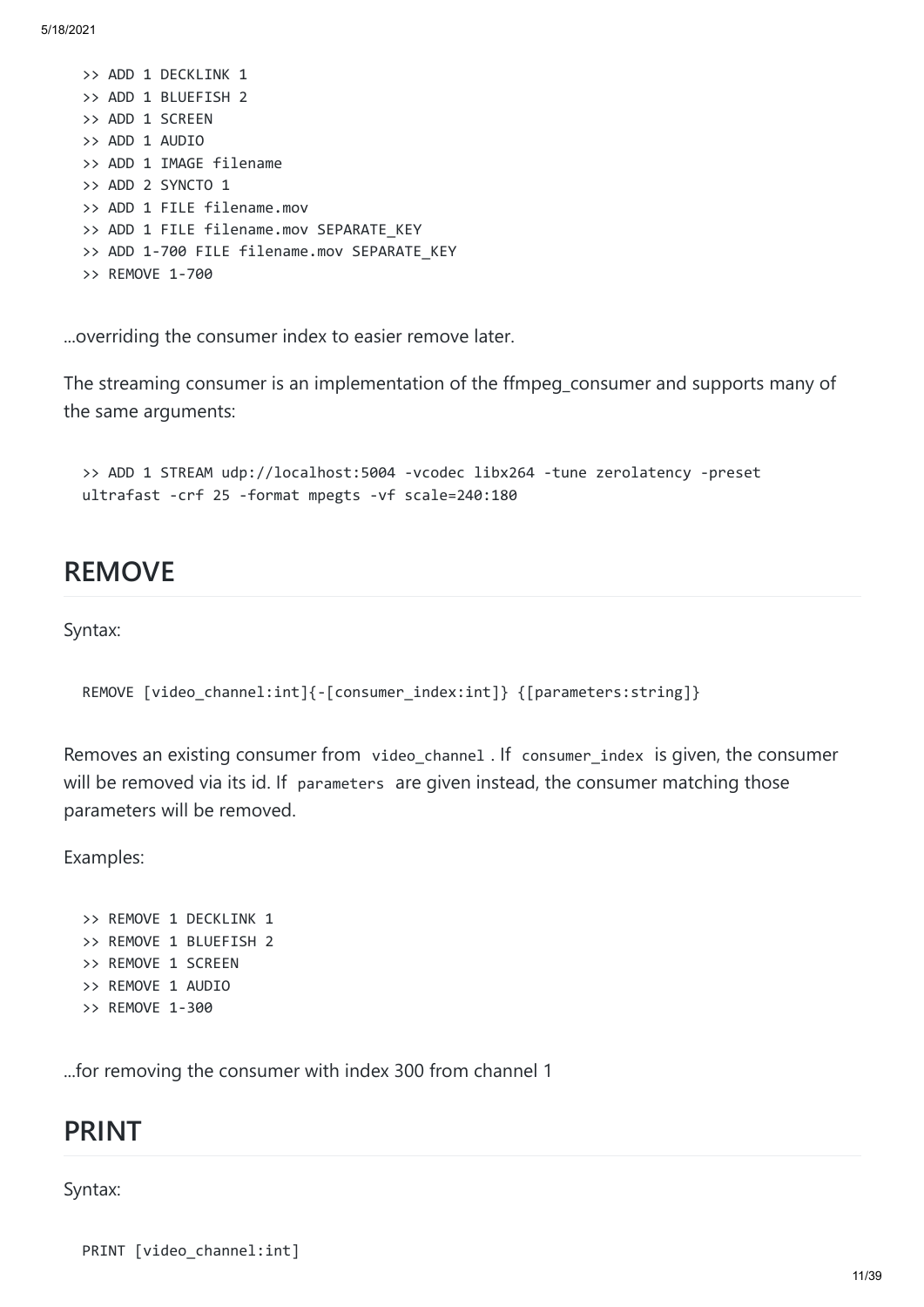```
>> ADD 1 DECKLINK 1
>> ADD 1 BLUEFISH 2
>> ADD 1 SCREEN
>> ADD 1 AUDIO
>> ADD 1 IMAGE filename
>> ADD 2 SYNCTO 1
>> ADD 1 FILE filename.mov
>> ADD 1 FILE filename.mov SEPARATE_KEY
>> ADD 1-700 FILE filename.mov SEPARATE_KEY
>> REMOVE 1-700
```

...overriding the consumer index to easier remove later.

The streaming consumer is an implementation of the ffmpeg_consumer and supports many of the same arguments:

```
>> ADD 1 STREAM udp://localhost:5004 -vcodec libx264 -tune zerolatency -preset ultrafast -crf 25 -format mpegts -vf scale=240:180
```

## REMOVE

Syntax:

```
REMOVE [video_channel:int]{-[consumer_index:int]} {[parameters:string]}
```

Removes an existing consumer from `video_channel`. If `consumer_index` is given, the consumer will be removed via its id. If `parameters` are given instead, the consumer matching those parameters will be removed.

Examples:

```
>> REMOVE 1 DECKLINK 1
>> REMOVE 1 BLUEFISH 2
>> REMOVE 1 SCREEN
>> REMOVE 1 AUDIO
>> REMOVE 1-300
```

...for removing the consumer with index 300 from channel 1

## PRINT

Syntax:

```
PRINT [video_channel:int]
```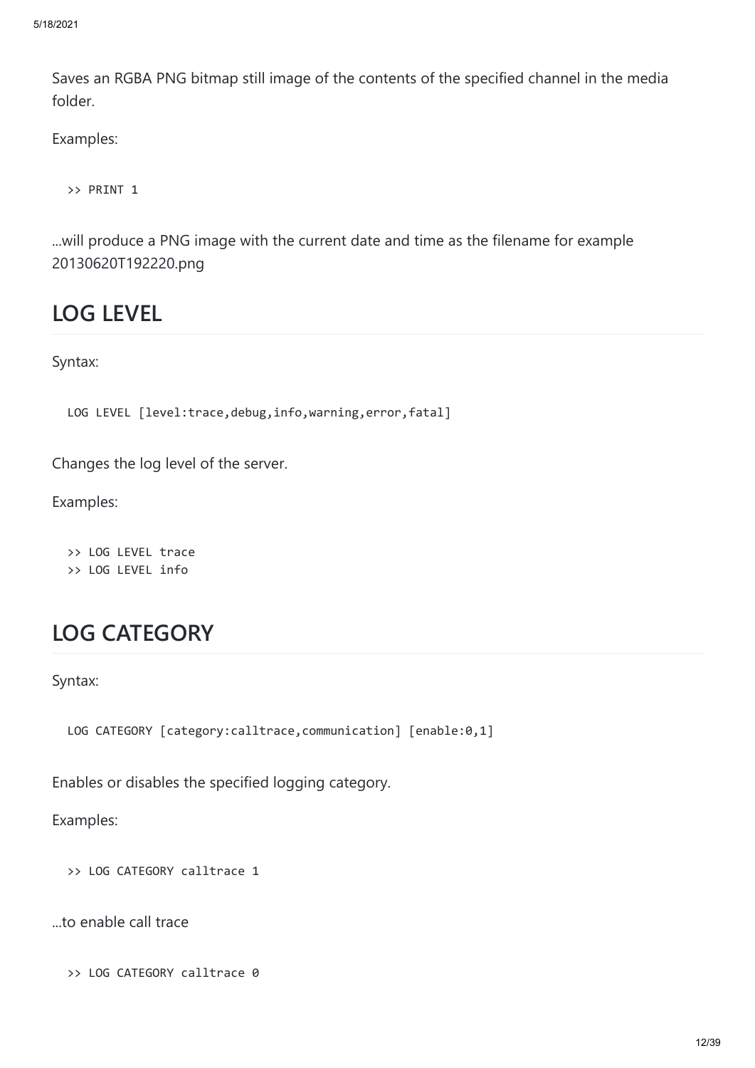Saves an RGBA PNG bitmap still image of the contents of the specified channel in the media folder.

Examples:

```
>> PRINT 1
```

...will produce a PNG image with the current date and time as the filename for example 20130620T192220.png

## LOG LEVEL

Syntax:

```
LOG LEVEL [level:trace,debug,info,warning,error,fatal]
```

Changes the log level of the server.

Examples:

```
>> LOG LEVEL trace
>> LOG LEVEL info
```

## LOG CATEGORY

Syntax:

```
LOG CATEGORY [category:calltrace,communication] [enable:0,1]
```

Enables or disables the specified logging category.

Examples:

```
>> LOG CATEGORY calltrace 1
```

...to enable call trace

```
>> LOG CATEGORY calltrace 0
```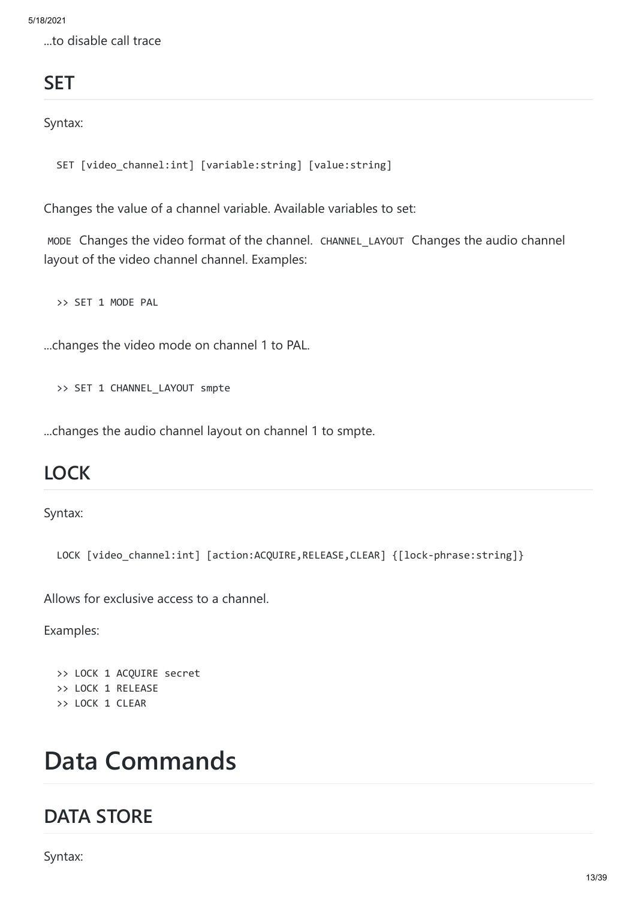...to disable call trace

## SET

Syntax:

```
SET [video_channel:int] [variable:string] [value:string]
```

Changes the value of a channel variable. Available variables to set:

`MODE` Changes the video format of the channel. `CHANNEL_LAYOUT` Changes the audio channel layout of the video channel channel. Examples:

```
>> SET 1 MODE PAL
```

...changes the video mode on channel 1 to PAL.

```
>> SET 1 CHANNEL_LAYOUT smpte
```

...changes the audio channel layout on channel 1 to smpte.

## LOCK

Syntax:

```
LOCK [video_channel:int] [action:ACQUIRE,RELEASE,CLEAR] {[lock-phrase:string]}
```

Allows for exclusive access to a channel.

Examples:

```
>> LOCK 1 ACQUIRE secret
>> LOCK 1 RELEASE
>> LOCK 1 CLEAR
```

# Data Commands

## DATA STORE

Syntax: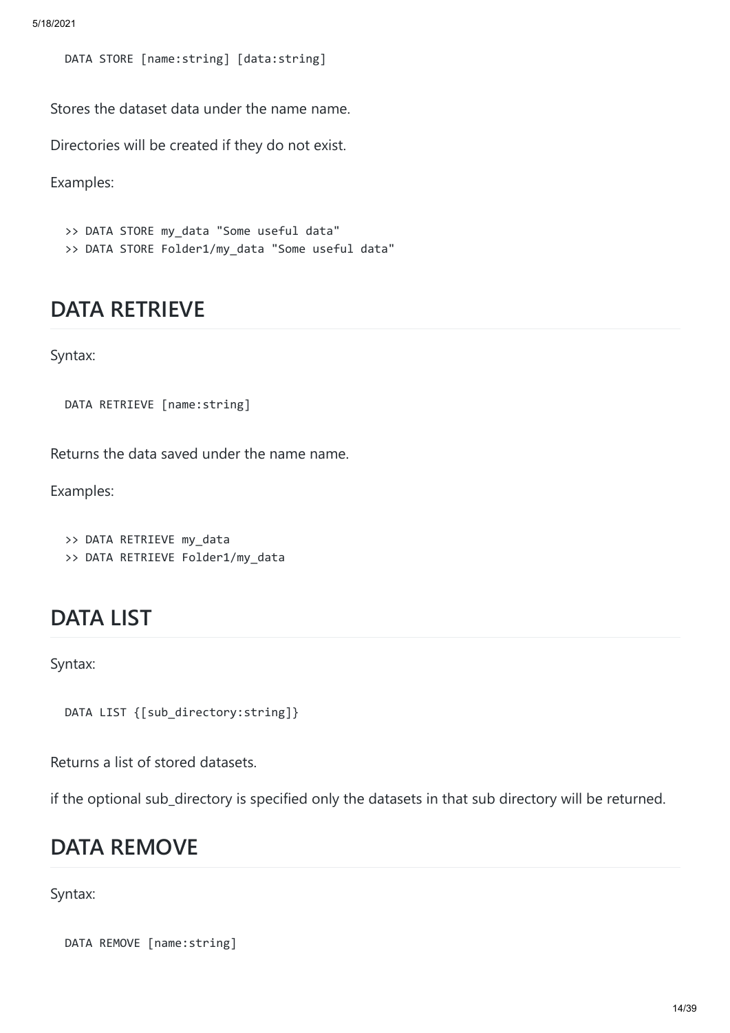```
DATA STORE [name:string] [data:string]
```

Stores the dataset data under the name name.

Directories will be created if they do not exist.

Examples:

```
>> DATA STORE my_data "Some useful data"
>> DATA STORE Folder1/my_data "Some useful data"
```

## DATA RETRIEVE

Syntax:

```
DATA RETRIEVE [name:string]
```

Returns the data saved under the name name.

Examples:

```
>> DATA RETRIEVE my_data
>> DATA RETRIEVE Folder1/my_data
```

## DATA LIST

Syntax:

```
DATA LIST {[sub_directory:string]}
```

Returns a list of stored datasets.

if the optional sub_directory is specified only the datasets in that sub directory will be returned.

## DATA REMOVE

Syntax:

```
DATA REMOVE [name:string]
```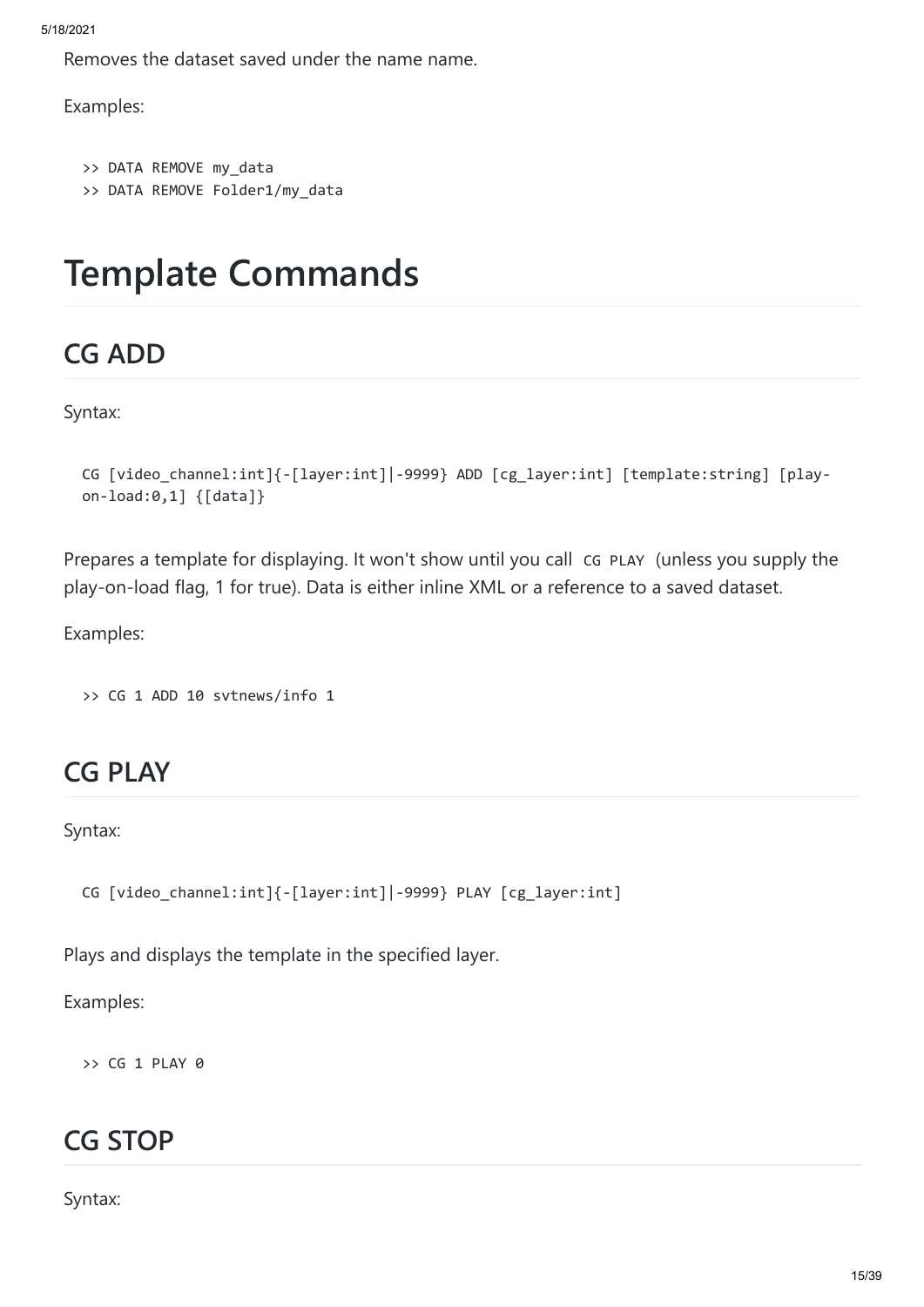Removes the dataset saved under the name name.

Examples:

```
>> DATA REMOVE my_data
>> DATA REMOVE Folder1/my_data
```

# Template Commands

## CG ADD

Syntax:

```
CG [video_channel:int]{-[layer:int]|-9999} ADD [cg_layer:int] [template:string] [play-on-load:0,1] {[data]}
```

Prepares a template for displaying. It won't show until you call `CG PLAY` (unless you supply the play-on-load flag, 1 for true). Data is either inline XML or a reference to a saved dataset.

Examples:

```
>> CG 1 ADD 10 svtnews/info 1
```

## CG PLAY

Syntax:

```
CG [video_channel:int]{-[layer:int]|-9999} PLAY [cg_layer:int]
```

Plays and displays the template in the specified layer.

Examples:

```
>> CG 1 PLAY 0
```

## CG STOP

Syntax: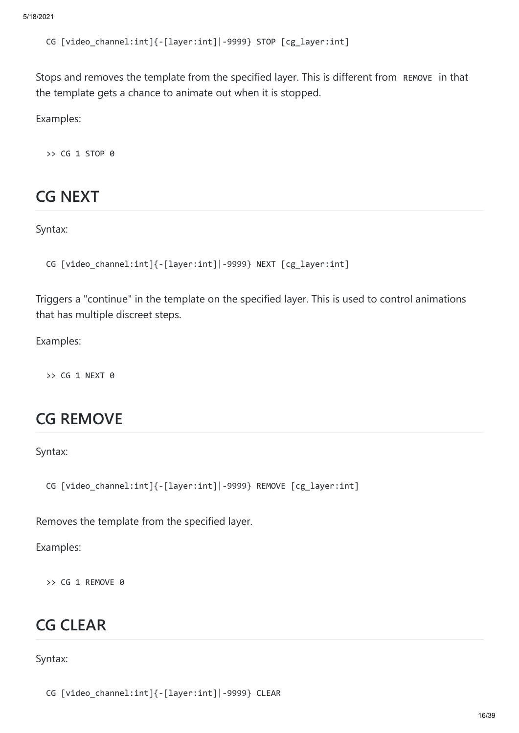```
CG [video_channel:int]{-[layer:int]|-9999} STOP [cg_layer:int]
```

Stops and removes the template from the specified layer. This is different from `REMOVE` in that the template gets a chance to animate out when it is stopped.

Examples:

```
>> CG 1 STOP 0
```

## CG NEXT

Syntax:

```
CG [video_channel:int]{-[layer:int]|-9999} NEXT [cg_layer:int]
```

Triggers a "continue" in the template on the specified layer. This is used to control animations that has multiple discreet steps.

Examples:

```
>> CG 1 NEXT 0
```

## CG REMOVE

Syntax:

```
CG [video_channel:int]{-[layer:int]|-9999} REMOVE [cg_layer:int]
```

Removes the template from the specified layer.

Examples:

```
>> CG 1 REMOVE 0
```

## CG CLEAR

Syntax:

```
CG [video_channel:int]{-[layer:int]|-9999} CLEAR
```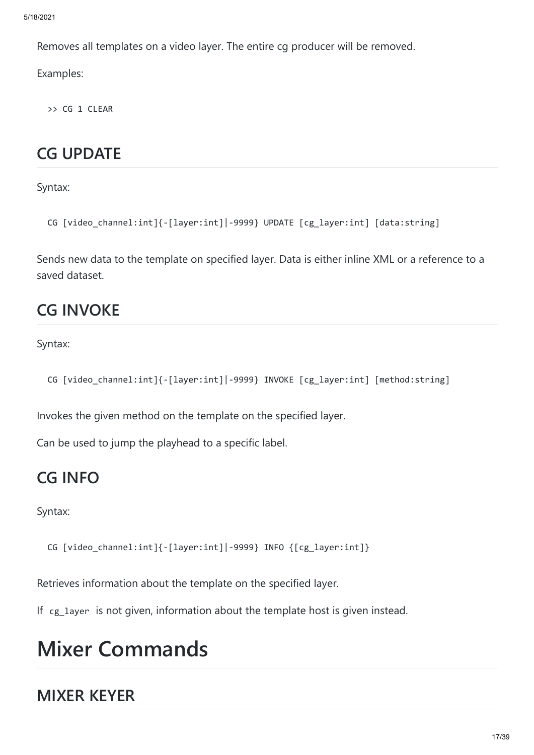Removes all templates on a video layer. The entire cg producer will be removed.

Examples:

```
>> CG 1 CLEAR
```

## CG UPDATE

Syntax:

```
CG [video_channel:int]{-[layer:int]|-9999} UPDATE [cg_layer:int] [data:string]
```

Sends new data to the template on specified layer. Data is either inline XML or a reference to a saved dataset.

## CG INVOKE

Syntax:

```
CG [video_channel:int]{-[layer:int]|-9999} INVOKE [cg_layer:int] [method:string]
```

Invokes the given method on the template on the specified layer.

Can be used to jump the playhead to a specific label.

## CG INFO

Syntax:

```
CG [video_channel:int]{-[layer:int]|-9999} INFO {[cg_layer:int]}
```

Retrieves information about the template on the specified layer.

If `cg_layer` is not given, information about the template host is given instead.

# Mixer Commands

## MIXER KEYER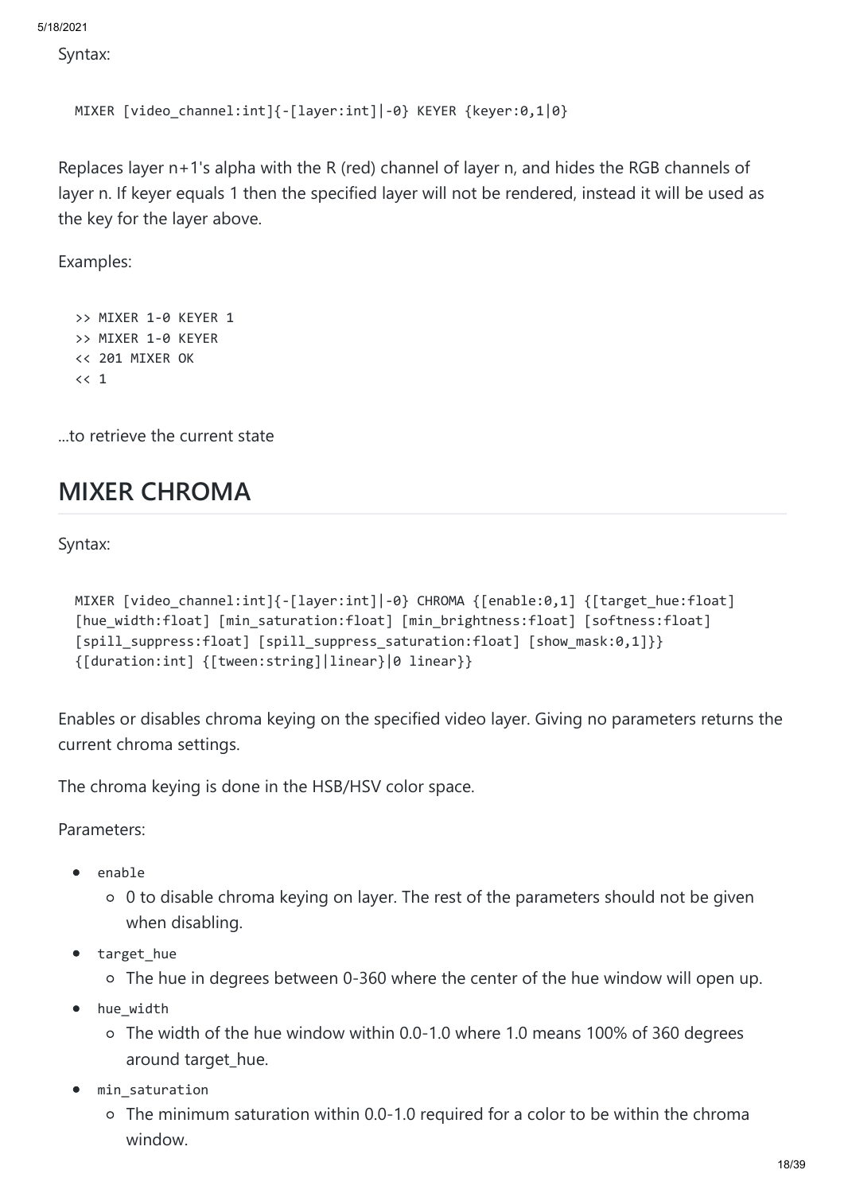Syntax:

```
MIXER [video_channel:int]{-[layer:int]|-0} KEYER {keyer:0,1|0}
```

Replaces layer n+1's alpha with the R (red) channel of layer n, and hides the RGB channels of layer n. If keyer equals 1 then the specified layer will not be rendered, instead it will be used as the key for the layer above.

Examples:

```
>> MIXER 1-0 KEYER 1
>> MIXER 1-0 KEYER
<< 201 MIXER OK
<< 1
```

...to retrieve the current state

## MIXER CHROMA

Syntax:

```
MIXER [video_channel:int]{-[layer:int]|-0} CHROMA {[enable:0,1] {[target_hue:float]
[hue_width:float] [min_saturation:float] [min_brightness:float] [softness:float]
[spill_suppress:float] [spill_suppress_saturation:float] [show_mask:0,1]}}
{[duration:int] {[tween:string]|linear}|0 linear}}
```

Enables or disables chroma keying on the specified video layer. Giving no parameters returns the current chroma settings.

The chroma keying is done in the HSB/HSV color space.

Parameters:

- `enable`
  - 0 to disable chroma keying on layer. The rest of the parameters should not be given when disabling.
- `target_hue`
  - The hue in degrees between 0-360 where the center of the hue window will open up.
- `hue_width`
  - The width of the hue window within 0.0-1.0 where 1.0 means 100% of 360 degrees around target_hue.
- `min_saturation`
  - The minimum saturation within 0.0-1.0 required for a color to be within the chroma window.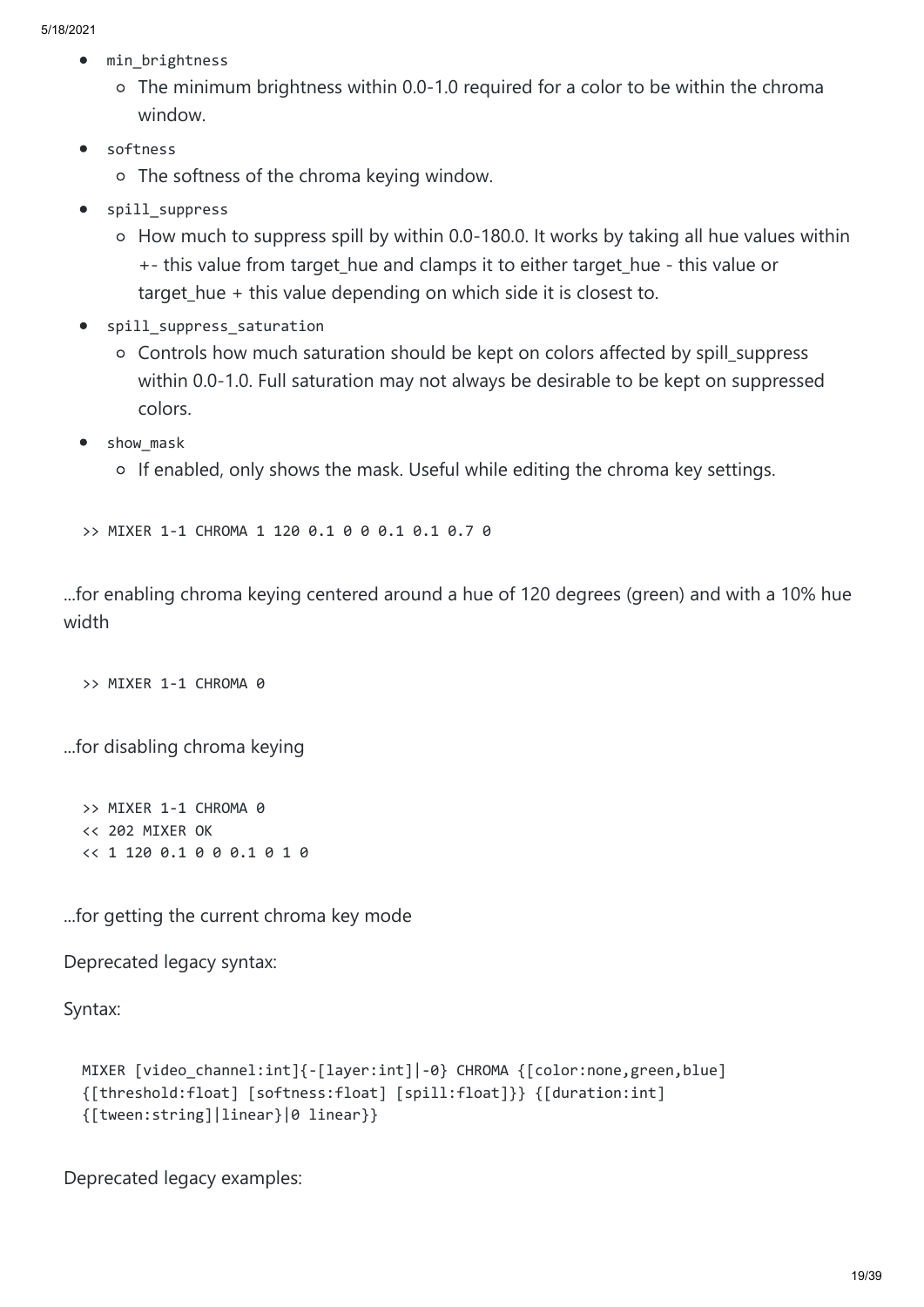- `min_brightness`
  - The minimum brightness within 0.0-1.0 required for a color to be within the chroma window.
- `softness`
  - The softness of the chroma keying window.
- `spill_suppress`
  - How much to suppress spill by within 0.0-180.0. It works by taking all hue values within +- this value from target_hue and clamps it to either target_hue - this value or target_hue + this value depending on which side it is closest to.
- `spill_suppress_saturation`
  - Controls how much saturation should be kept on colors affected by spill_suppress within 0.0-1.0. Full saturation may not always be desirable to be kept on suppressed colors.
- `show_mask`
  - If enabled, only shows the mask. Useful while editing the chroma key settings.

```
>> MIXER 1-1 CHROMA 1 120 0.1 0 0 0.1 0.1 0.7 0
```

...for enabling chroma keying centered around a hue of 120 degrees (green) and with a 10% hue width

```
>> MIXER 1-1 CHROMA 0
```

...for disabling chroma keying

```
>> MIXER 1-1 CHROMA 0
<< 202 MIXER OK
<< 1 120 0.1 0 0 0.1 0 1 0
```

...for getting the current chroma key mode

Deprecated legacy syntax:

Syntax:

```
MIXER [video_channel:int]{-[layer:int]|-0} CHROMA {[color:none,green,blue]
{[threshold:float] [softness:float] [spill:float]}} {[duration:int]
{[tween:string]|linear}|0 linear}}
```

Deprecated legacy examples: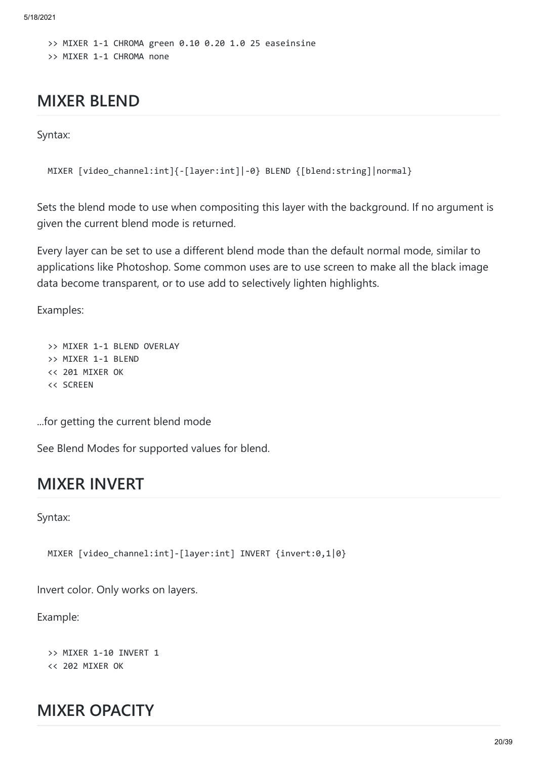```
>> MIXER 1-1 CHROMA green 0.10 0.20 1.0 25 easeinsine
>> MIXER 1-1 CHROMA none
```

## MIXER BLEND

Syntax:

```
MIXER [video_channel:int]{-[layer:int]|-0} BLEND {[blend:string]|normal}
```

Sets the blend mode to use when compositing this layer with the background. If no argument is given the current blend mode is returned.

Every layer can be set to use a different blend mode than the default normal mode, similar to applications like Photoshop. Some common uses are to use screen to make all the black image data become transparent, or to use add to selectively lighten highlights.

Examples:

```
>> MIXER 1-1 BLEND OVERLAY
>> MIXER 1-1 BLEND
<< 201 MIXER OK
<< SCREEN
```

...for getting the current blend mode

See Blend Modes for supported values for blend.

## MIXER INVERT

Syntax:

```
MIXER [video_channel:int]-[layer:int] INVERT {invert:0,1|0}
```

Invert color. Only works on layers.

Example:

```
>> MIXER 1-10 INVERT 1
<< 202 MIXER OK
```

## MIXER OPACITY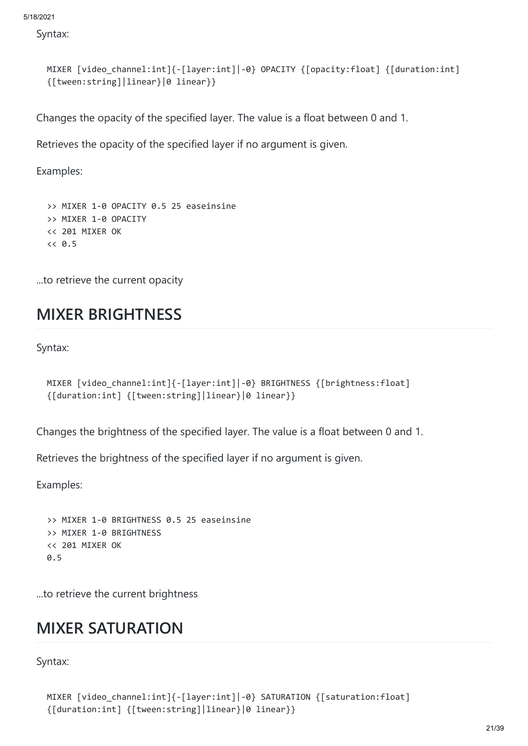Syntax:

```
MIXER [video_channel:int]{-[layer:int]|-0} OPACITY {[opacity:float] {[duration:int]
{[tween:string]|linear}|0 linear}}
```

Changes the opacity of the specified layer. The value is a float between 0 and 1.

Retrieves the opacity of the specified layer if no argument is given.

Examples:

```
>> MIXER 1-0 OPACITY 0.5 25 easeinsine
>> MIXER 1-0 OPACITY
<< 201 MIXER OK
<< 0.5
```

...to retrieve the current opacity

## MIXER BRIGHTNESS

Syntax:

```
MIXER [video_channel:int]{-[layer:int]|-0} BRIGHTNESS {[brightness:float]
{[duration:int] {[tween:string]|linear}|0 linear}}
```

Changes the brightness of the specified layer. The value is a float between 0 and 1.

Retrieves the brightness of the specified layer if no argument is given.

Examples:

```
>> MIXER 1-0 BRIGHTNESS 0.5 25 easeinsine
>> MIXER 1-0 BRIGHTNESS
<< 201 MIXER OK
0.5
```

...to retrieve the current brightness

## MIXER SATURATION

Syntax:

```
MIXER [video_channel:int]{-[layer:int]|-0} SATURATION {[saturation:float]
{[duration:int] {[tween:string]|linear}|0 linear}}
```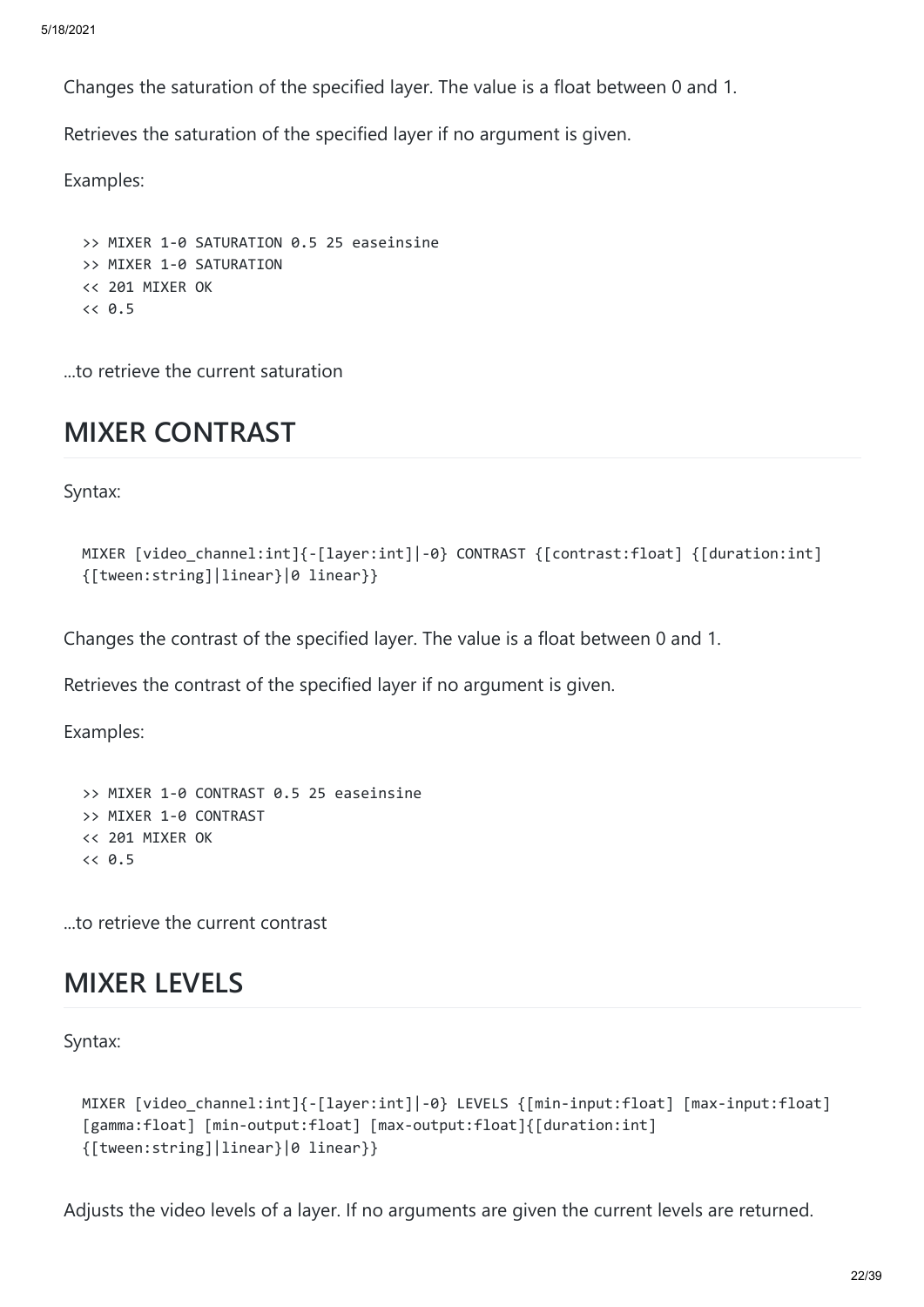Changes the saturation of the specified layer. The value is a float between 0 and 1.

Retrieves the saturation of the specified layer if no argument is given.

Examples:

```
>> MIXER 1-0 SATURATION 0.5 25 easeinsine
>> MIXER 1-0 SATURATION
<< 201 MIXER OK
<< 0.5
```

...to retrieve the current saturation

## MIXER CONTRAST

Syntax:

```
MIXER [video_channel:int]{-[layer:int]|-0} CONTRAST {[contrast:float] {[duration:int]
{[tween:string]|linear}|0 linear}}
```

Changes the contrast of the specified layer. The value is a float between 0 and 1.

Retrieves the contrast of the specified layer if no argument is given.

Examples:

```
>> MIXER 1-0 CONTRAST 0.5 25 easeinsine
>> MIXER 1-0 CONTRAST
<< 201 MIXER OK
<< 0.5
```

...to retrieve the current contrast

## MIXER LEVELS

Syntax:

```
MIXER [video_channel:int]{-[layer:int]|-0} LEVELS {[min-input:float] [max-input:float]
[gamma:float] [min-output:float] [max-output:float]{[duration:int]
{[tween:string]|linear}|0 linear}}
```

Adjusts the video levels of a layer. If no arguments are given the current levels are returned.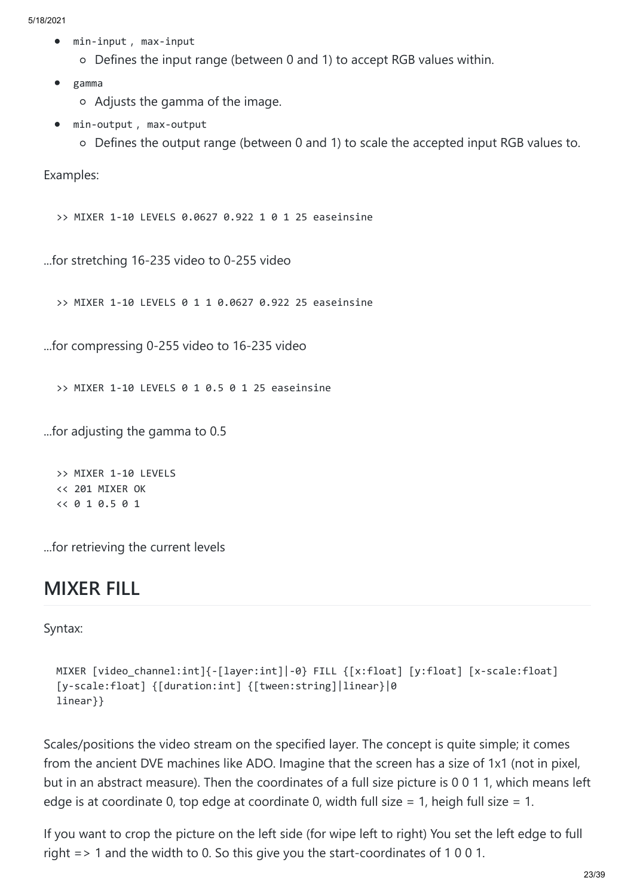- `min-input` , `max-input`
  - Defines the input range (between 0 and 1) to accept RGB values within.
- `gamma`
  - Adjusts the gamma of the image.
- `min-output` , `max-output`
  - Defines the output range (between 0 and 1) to scale the accepted input RGB values to.

Examples:

```
>> MIXER 1-10 LEVELS 0.0627 0.922 1 0 1 25 easeinsine
```

...for stretching 16-235 video to 0-255 video

```
>> MIXER 1-10 LEVELS 0 1 1 0.0627 0.922 25 easeinsine
```

...for compressing 0-255 video to 16-235 video

```
>> MIXER 1-10 LEVELS 0 1 0.5 0 1 25 easeinsine
```

...for adjusting the gamma to 0.5

```
>> MIXER 1-10 LEVELS
<< 201 MIXER OK
<< 0 1 0.5 0 1
```

...for retrieving the current levels

## MIXER FILL

Syntax:

```
MIXER [video_channel:int]{-[layer:int]|-0} FILL {[x:float] [y:float] [x-scale:float]
[y-scale:float] {[duration:int] {[tween:string]|linear}|0
linear}}
```

Scales/positions the video stream on the specified layer. The concept is quite simple; it comes from the ancient DVE machines like ADO. Imagine that the screen has a size of 1x1 (not in pixel, but in an abstract measure). Then the coordinates of a full size picture is 0 0 1 1, which means left edge is at coordinate 0, top edge at coordinate 0, width full size = 1, heigh full size = 1.

If you want to crop the picture on the left side (for wipe left to right) You set the left edge to full right => 1 and the width to 0. So this give you the start-coordinates of 1 0 0 1.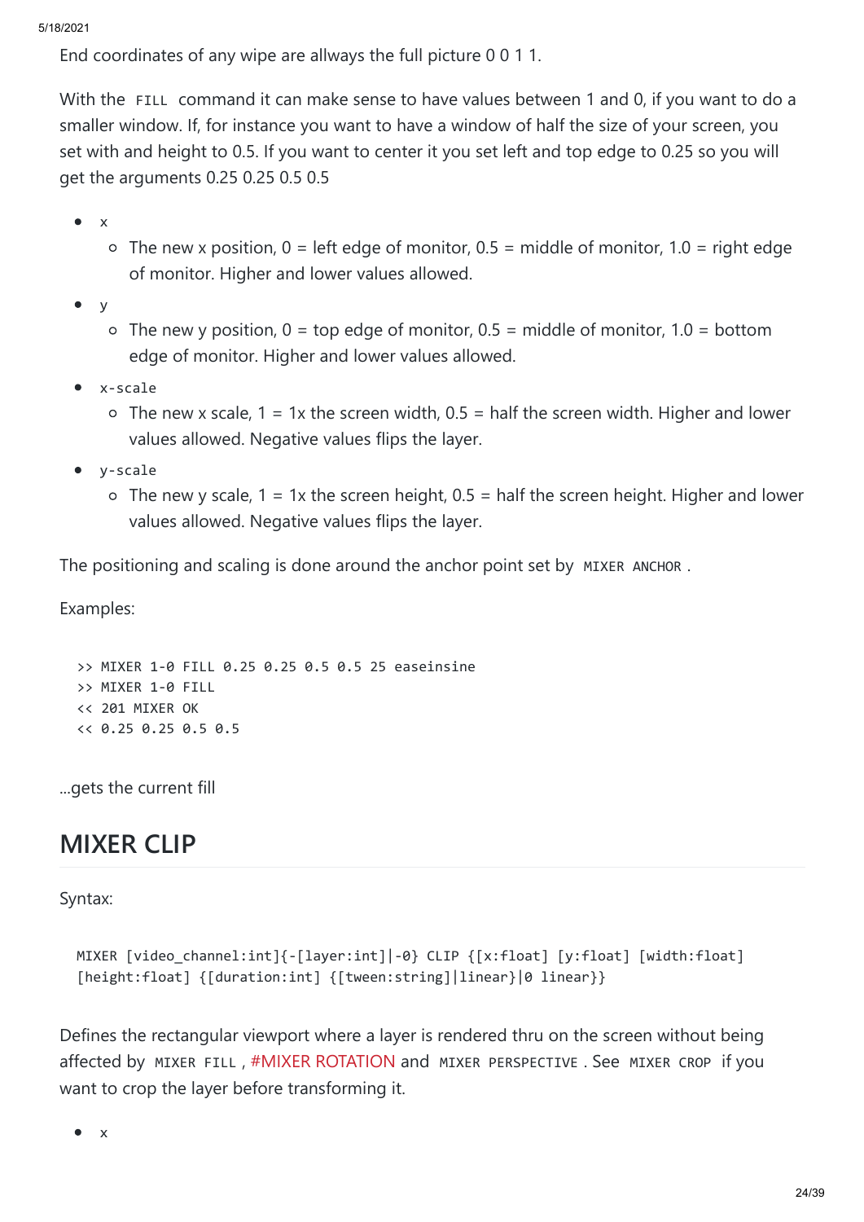End coordinates of any wipe are allways the full picture 0 0 1 1.

With the `FILL` command it can make sense to have values between 1 and 0, if you want to do a smaller window. If, for instance you want to have a window of half the size of your screen, you set with and height to 0.5. If you want to center it you set left and top edge to 0.25 so you will get the arguments 0.25 0.25 0.5 0.5

- x
  - The new x position, 0 = left edge of monitor, 0.5 = middle of monitor, 1.0 = right edge of monitor. Higher and lower values allowed.
- y
  - The new y position, 0 = top edge of monitor, 0.5 = middle of monitor, 1.0 = bottom edge of monitor. Higher and lower values allowed.
- `x-scale`
  - The new x scale, 1 = 1x the screen width, 0.5 = half the screen width. Higher and lower values allowed. Negative values flips the layer.
- `y-scale`
  - The new y scale, 1 = 1x the screen height, 0.5 = half the screen height. Higher and lower values allowed. Negative values flips the layer.

The positioning and scaling is done around the anchor point set by `MIXER ANCHOR`.

Examples:

```
>> MIXER 1-0 FILL 0.25 0.25 0.5 0.5 25 easeinsine
>> MIXER 1-0 FILL
<< 201 MIXER OK
<< 0.25 0.25 0.5 0.5
```

...gets the current fill

## MIXER CLIP

Syntax:

```
MIXER [video_channel:int]{-[layer:int]|-0} CLIP {[x:float] [y:float] [width:float]
[height:float] {[duration:int] {[tween:string]|linear}|0 linear}}
```

Defines the rectangular viewport where a layer is rendered thru on the screen without being affected by `MIXER FILL`, #MIXER ROTATION and `MIXER PERSPECTIVE`. See `MIXER CROP` if you want to crop the layer before transforming it.

- x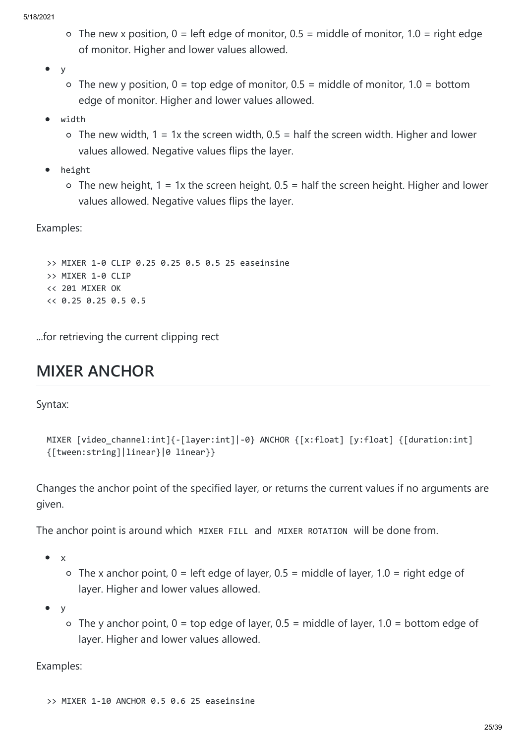- The new x position, 0 = left edge of monitor, 0.5 = middle of monitor, 1.0 = right edge of monitor. Higher and lower values allowed.
- `y`
  - The new y position, 0 = top edge of monitor, 0.5 = middle of monitor, 1.0 = bottom edge of monitor. Higher and lower values allowed.
- `width`
  - The new width, 1 = 1x the screen width, 0.5 = half the screen width. Higher and lower values allowed. Negative values flips the layer.
- `height`
  - The new height, 1 = 1x the screen height, 0.5 = half the screen height. Higher and lower values allowed. Negative values flips the layer.

Examples:

```
>> MIXER 1-0 CLIP 0.25 0.25 0.5 0.5 25 easeinsine
>> MIXER 1-0 CLIP
<< 201 MIXER OK
<< 0.25 0.25 0.5 0.5
```

...for retrieving the current clipping rect

## MIXER ANCHOR

Syntax:

```
MIXER [video_channel:int]{-[layer:int]|-0} ANCHOR {[x:float] [y:float] {[duration:int]
{[tween:string]|linear}|0 linear}}
```

Changes the anchor point of the specified layer, or returns the current values if no arguments are given.

The anchor point is around which `MIXER FILL` and `MIXER ROTATION` will be done from.

- `x`
  - The x anchor point, 0 = left edge of layer, 0.5 = middle of layer, 1.0 = right edge of layer. Higher and lower values allowed.
- `y`
  - The y anchor point, 0 = top edge of layer, 0.5 = middle of layer, 1.0 = bottom edge of layer. Higher and lower values allowed.

Examples:

```
>> MIXER 1-10 ANCHOR 0.5 0.6 25 easeinsine
```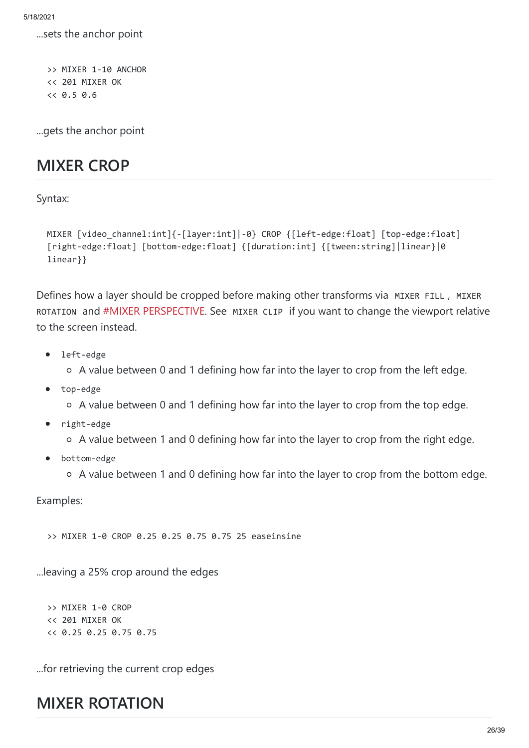...sets the anchor point

```
>> MIXER 1-10 ANCHOR
<< 201 MIXER OK
<< 0.5 0.6
```

...gets the anchor point

## MIXER CROP

Syntax:

```
MIXER [video_channel:int]{-[layer:int]|-0} CROP {[left-edge:float] [top-edge:float]
[right-edge:float] [bottom-edge:float] {[duration:int] {[tween:string]|linear}|0
linear}}
```

Defines how a layer should be cropped before making other transforms via `MIXER FILL`, `MIXER ROTATION` and #MIXER PERSPECTIVE. See `MIXER CLIP` if you want to change the viewport relative to the screen instead.

- `left-edge`
  - A value between 0 and 1 defining how far into the layer to crop from the left edge.
- `top-edge`
  - A value between 0 and 1 defining how far into the layer to crop from the top edge.
- `right-edge`
  - A value between 1 and 0 defining how far into the layer to crop from the right edge.
- `bottom-edge`
  - A value between 1 and 0 defining how far into the layer to crop from the bottom edge.

Examples:

```
>> MIXER 1-0 CROP 0.25 0.25 0.75 0.75 25 easeinsine
```

...leaving a 25% crop around the edges

```
>> MIXER 1-0 CROP
<< 201 MIXER OK
<< 0.25 0.25 0.75 0.75
```

...for retrieving the current crop edges

## MIXER ROTATION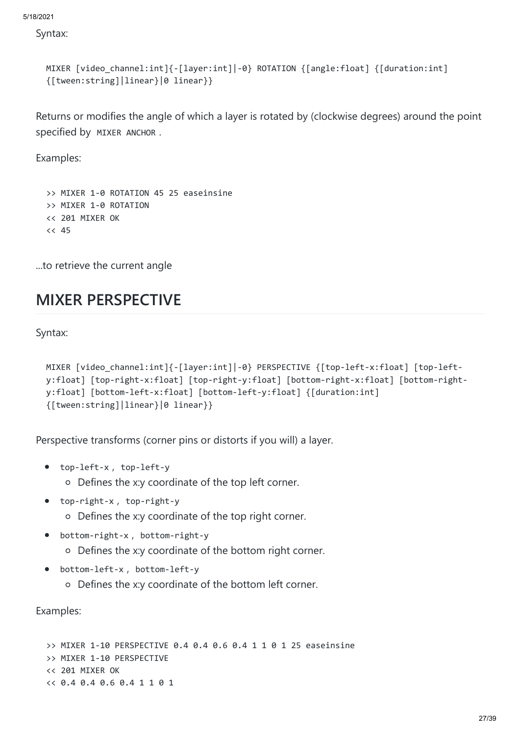Syntax:

```
MIXER [video_channel:int]{-[layer:int]|-0} ROTATION {[angle:float] {[duration:int]
{[tween:string]|linear}|0 linear}}
```

Returns or modifies the angle of which a layer is rotated by (clockwise degrees) around the point specified by `MIXER ANCHOR`.

Examples:

```
>> MIXER 1-0 ROTATION 45 25 easeinsine
>> MIXER 1-0 ROTATION
<< 201 MIXER OK
<< 45
```

...to retrieve the current angle

## MIXER PERSPECTIVE

Syntax:

```
MIXER [video_channel:int]{-[layer:int]|-0} PERSPECTIVE {[top-left-x:float] [top-left-
y:float] [top-right-x:float] [top-right-y:float] [bottom-right-x:float] [bottom-right-
y:float] [bottom-left-x:float] [bottom-left-y:float] {[duration:int]
{[tween:string]|linear}|0 linear}}
```

Perspective transforms (corner pins or distorts if you will) a layer.

- `top-left-x`, `top-left-y`
  - Defines the x:y coordinate of the top left corner.
- `top-right-x`, `top-right-y`
  - Defines the x:y coordinate of the top right corner.
- `bottom-right-x`, `bottom-right-y`
  - Defines the x:y coordinate of the bottom right corner.
- `bottom-left-x`, `bottom-left-y`
  - Defines the x:y coordinate of the bottom left corner.

Examples:

```
>> MIXER 1-10 PERSPECTIVE 0.4 0.4 0.6 0.4 1 1 0 1 25 easeinsine
>> MIXER 1-10 PERSPECTIVE
<< 201 MIXER OK
<< 0.4 0.4 0.6 0.4 1 1 0 1
```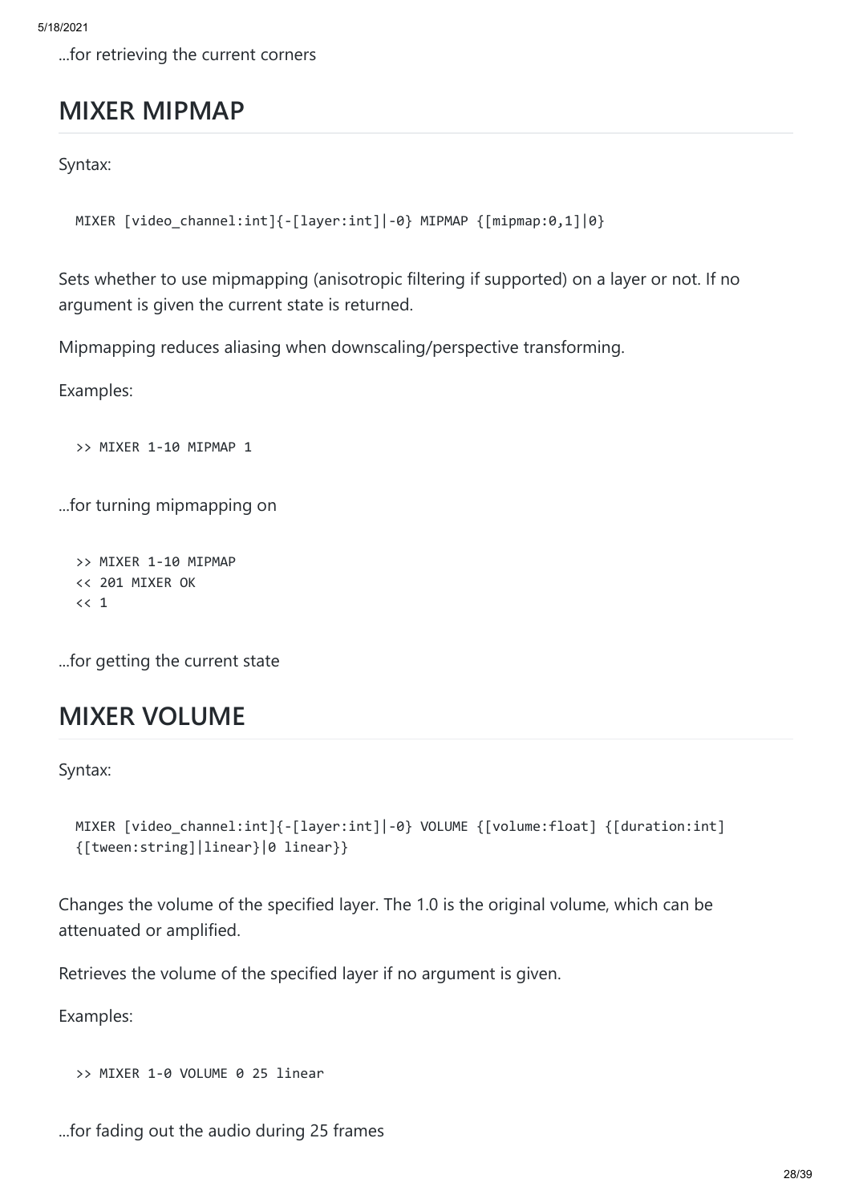...for retrieving the current corners

## MIXER MIPMAP

Syntax:

```
MIXER [video_channel:int]{-[layer:int]|-0} MIPMAP {[mipmap:0,1]|0}
```

Sets whether to use mipmapping (anisotropic filtering if supported) on a layer or not. If no argument is given the current state is returned.

Mipmapping reduces aliasing when downscaling/perspective transforming.

Examples:

```
>> MIXER 1-10 MIPMAP 1
```

...for turning mipmapping on

```
>> MIXER 1-10 MIPMAP
<< 201 MIXER OK
<< 1
```

...for getting the current state

## MIXER VOLUME

Syntax:

```
MIXER [video_channel:int]{-[layer:int]|-0} VOLUME {[volume:float] {[duration:int]
{[tween:string]|linear}|0 linear}}
```

Changes the volume of the specified layer. The 1.0 is the original volume, which can be attenuated or amplified.

Retrieves the volume of the specified layer if no argument is given.

Examples:

```
>> MIXER 1-0 VOLUME 0 25 linear
```

...for fading out the audio during 25 frames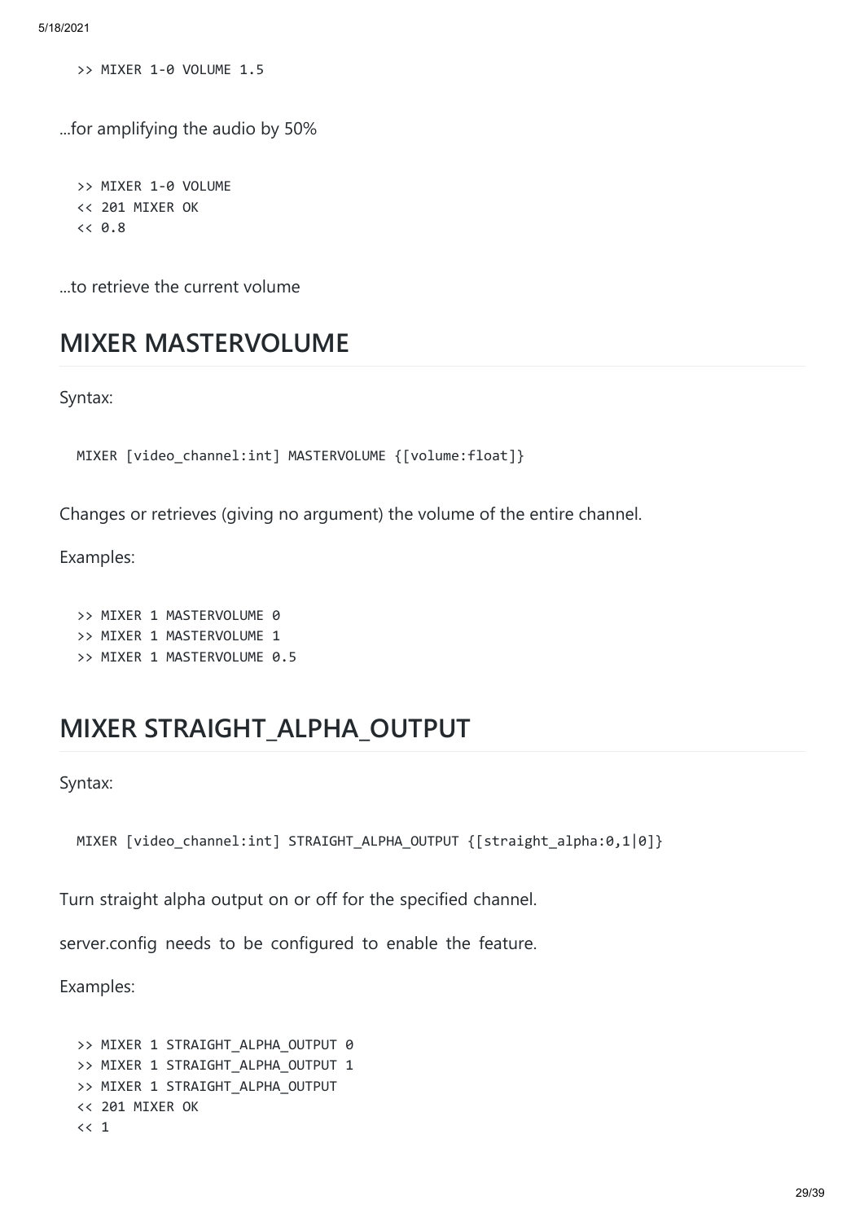```
>> MIXER 1-0 VOLUME 1.5
```

...for amplifying the audio by 50%

```
>> MIXER 1-0 VOLUME
<< 201 MIXER OK
<< 0.8
```

...to retrieve the current volume

## MIXER MASTERVOLUME

Syntax:

```
MIXER [video_channel:int] MASTERVOLUME {[volume:float]}
```

Changes or retrieves (giving no argument) the volume of the entire channel.

Examples:

```
>> MIXER 1 MASTERVOLUME 0
>> MIXER 1 MASTERVOLUME 1
>> MIXER 1 MASTERVOLUME 0.5
```

## MIXER STRAIGHT_ALPHA_OUTPUT

Syntax:

```
MIXER [video_channel:int] STRAIGHT_ALPHA_OUTPUT {[straight_alpha:0,1|0]}
```

Turn straight alpha output on or off for the specified channel.

server.config needs to be configured to enable the feature.

Examples:

```
>> MIXER 1 STRAIGHT_ALPHA_OUTPUT 0
>> MIXER 1 STRAIGHT_ALPHA_OUTPUT 1
>> MIXER 1 STRAIGHT_ALPHA_OUTPUT
<< 201 MIXER OK
<< 1
```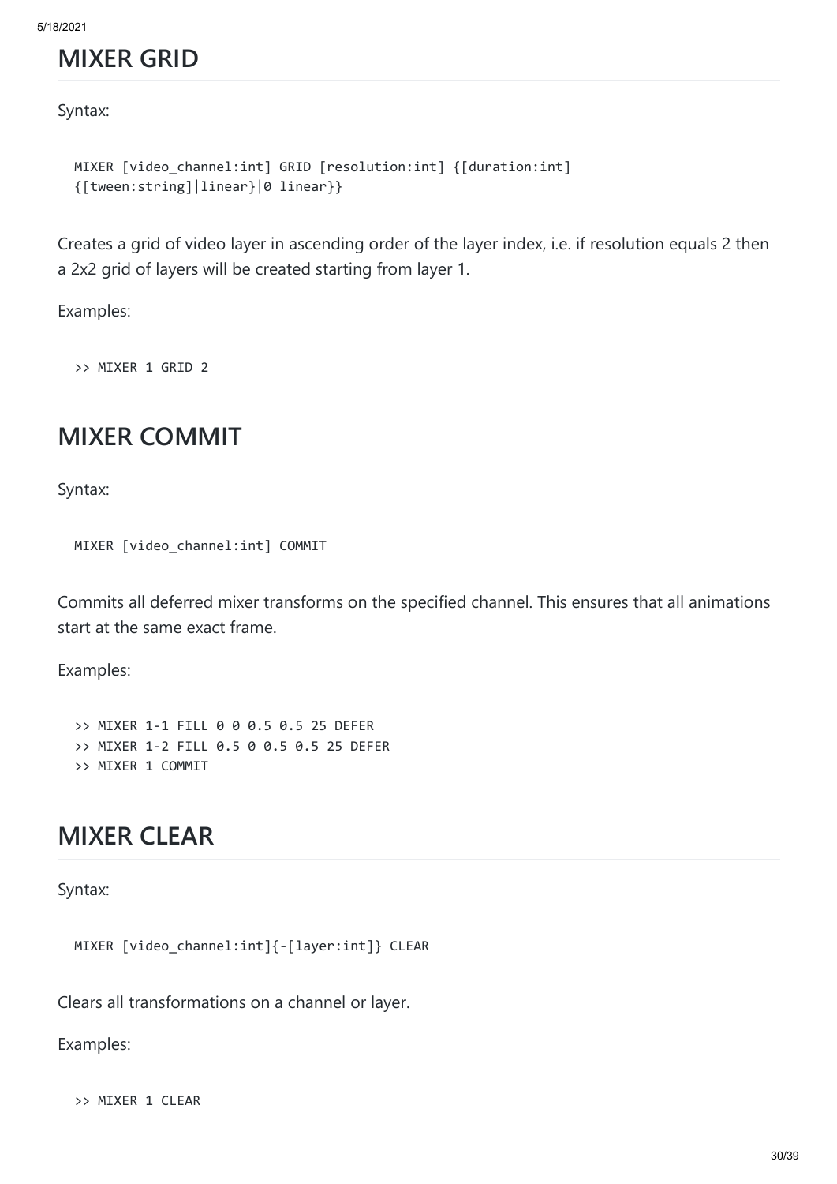## MIXER GRID

Syntax:

```
MIXER [video_channel:int] GRID [resolution:int] {[duration:int]
{[tween:string]|linear}|0 linear}}
```

Creates a grid of video layer in ascending order of the layer index, i.e. if resolution equals 2 then a 2x2 grid of layers will be created starting from layer 1.

Examples:

```
>> MIXER 1 GRID 2
```

## MIXER COMMIT

Syntax:

```
MIXER [video_channel:int] COMMIT
```

Commits all deferred mixer transforms on the specified channel. This ensures that all animations start at the same exact frame.

Examples:

```
>> MIXER 1-1 FILL 0 0 0.5 0.5 25 DEFER
>> MIXER 1-2 FILL 0.5 0 0.5 0.5 25 DEFER
>> MIXER 1 COMMIT
```

## MIXER CLEAR

Syntax:

```
MIXER [video_channel:int]{-[layer:int]} CLEAR
```

Clears all transformations on a channel or layer.

Examples:

```
>> MIXER 1 CLEAR
```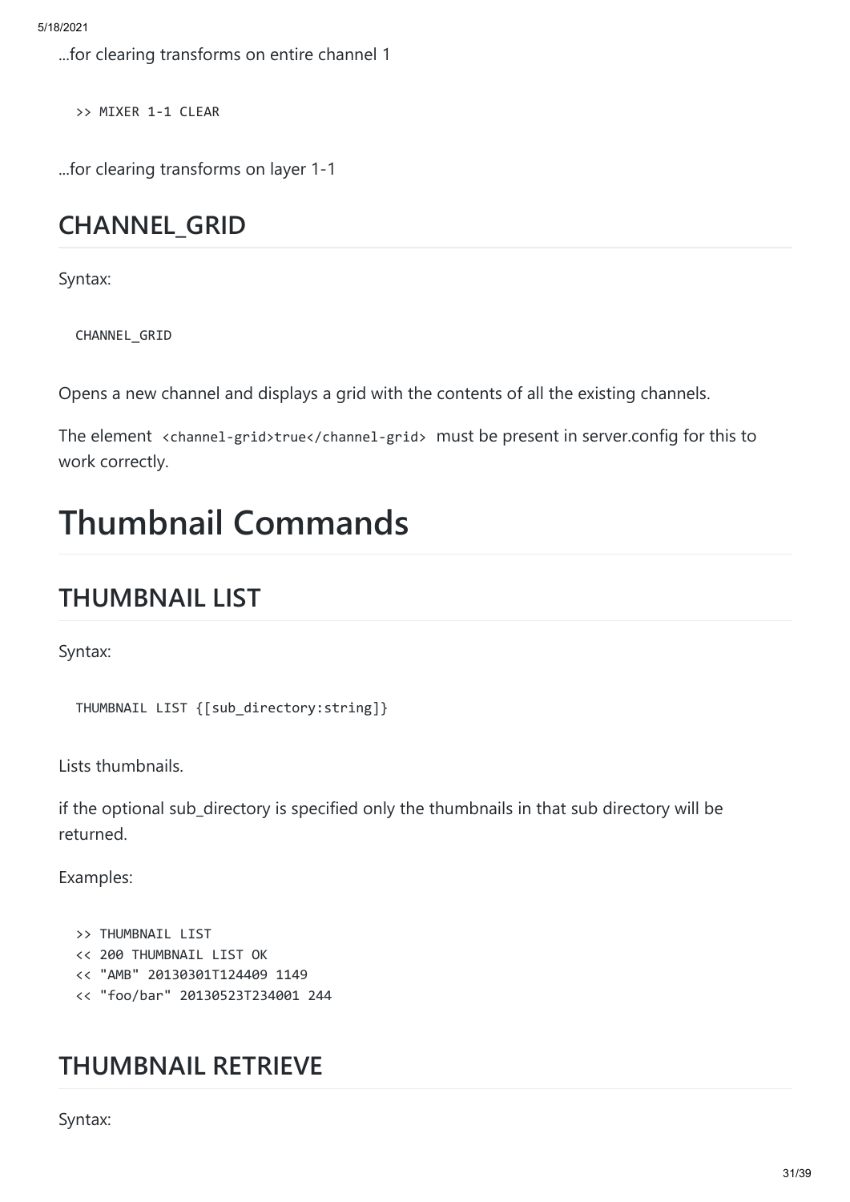...for clearing transforms on entire channel 1

```
>> MIXER 1-1 CLEAR
```

...for clearing transforms on layer 1-1

## CHANNEL_GRID

Syntax:

```
CHANNEL_GRID
```

Opens a new channel and displays a grid with the contents of all the existing channels.

The element `<channel-grid>true</channel-grid>` must be present in server.config for this to work correctly.

# Thumbnail Commands

## THUMBNAIL LIST

Syntax:

```
THUMBNAIL LIST {[sub_directory:string]}
```

Lists thumbnails.

if the optional sub_directory is specified only the thumbnails in that sub directory will be returned.

Examples:

```
>> THUMBNAIL LIST
<< 200 THUMBNAIL LIST OK
<< "AMB" 20130301T124409 1149
<< "foo/bar" 20130523T234001 244
```

## THUMBNAIL RETRIEVE

Syntax: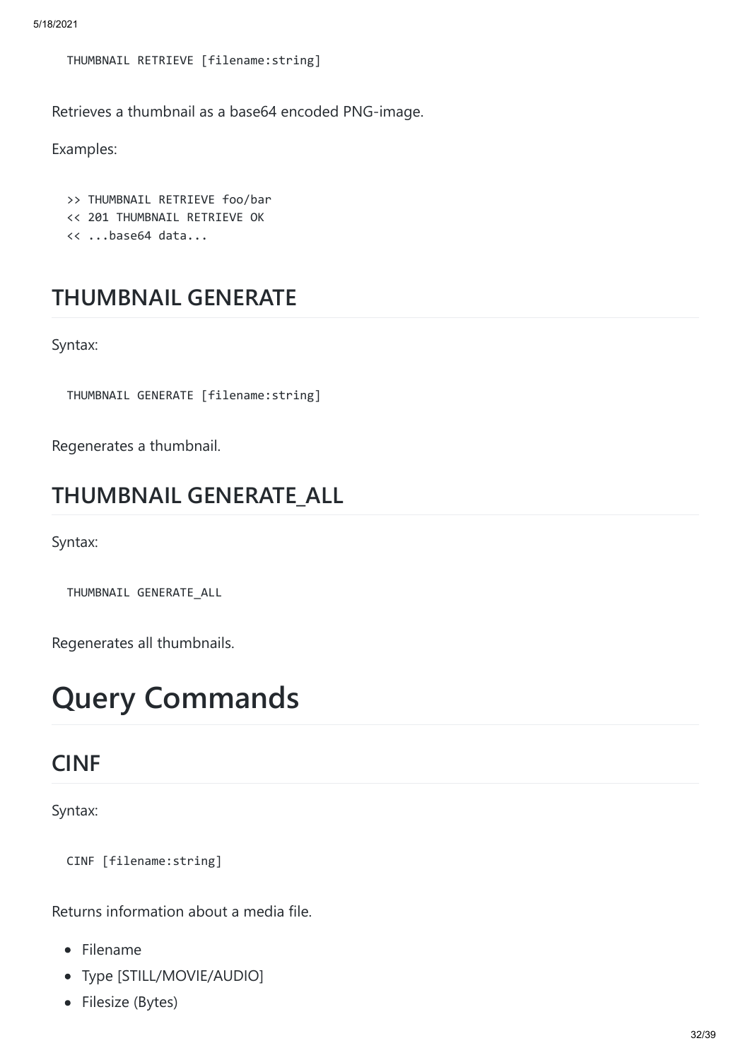```
THUMBNAIL RETRIEVE [filename:string]
```

Retrieves a thumbnail as a base64 encoded PNG-image.

Examples:

```
>> THUMBNAIL RETRIEVE foo/bar
<< 201 THUMBNAIL RETRIEVE OK
<< ...base64 data...
```

## THUMBNAIL GENERATE

Syntax:

```
THUMBNAIL GENERATE [filename:string]
```

Regenerates a thumbnail.

## THUMBNAIL GENERATE_ALL

Syntax:

```
THUMBNAIL GENERATE_ALL
```

Regenerates all thumbnails.

# Query Commands

## CINF

Syntax:

```
CINF [filename:string]
```

Returns information about a media file.

- Filename
- Type [STILL/MOVIE/AUDIO]
- Filesize (Bytes)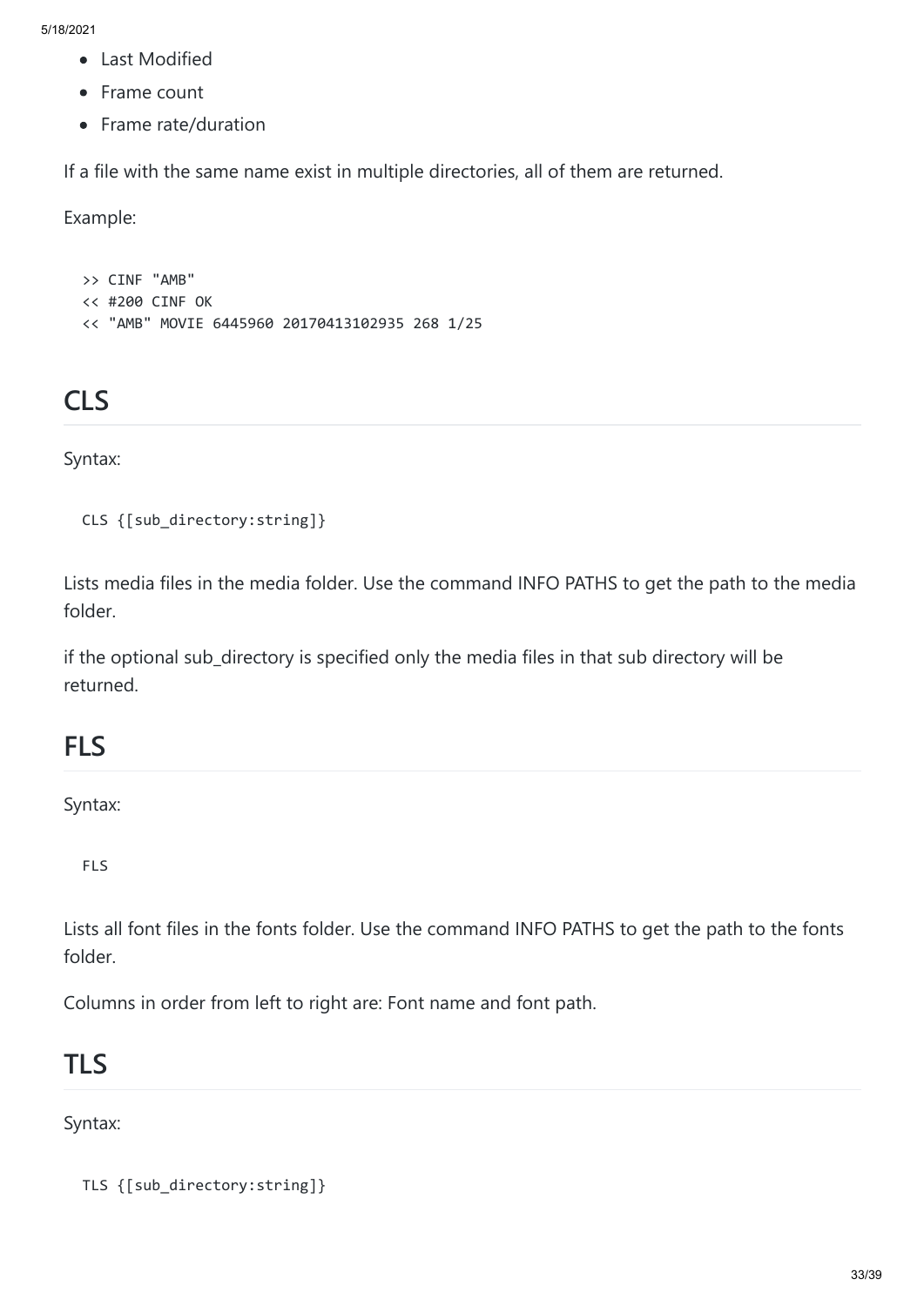- Last Modified
- Frame count
- Frame rate/duration

If a file with the same name exist in multiple directories, all of them are returned.

Example:

```
>> CINF "AMB"
<< #200 CINF OK
<< "AMB" MOVIE 6445960 20170413102935 268 1/25
```

## CLS

Syntax:

```
CLS {[sub_directory:string]}
```

Lists media files in the media folder. Use the command INFO PATHS to get the path to the media folder.

if the optional sub_directory is specified only the media files in that sub directory will be returned.

## FLS

Syntax:

```
FLS
```

Lists all font files in the fonts folder. Use the command INFO PATHS to get the path to the fonts folder.

Columns in order from left to right are: Font name and font path.

## TLS

Syntax:

```
TLS {[sub_directory:string]}
```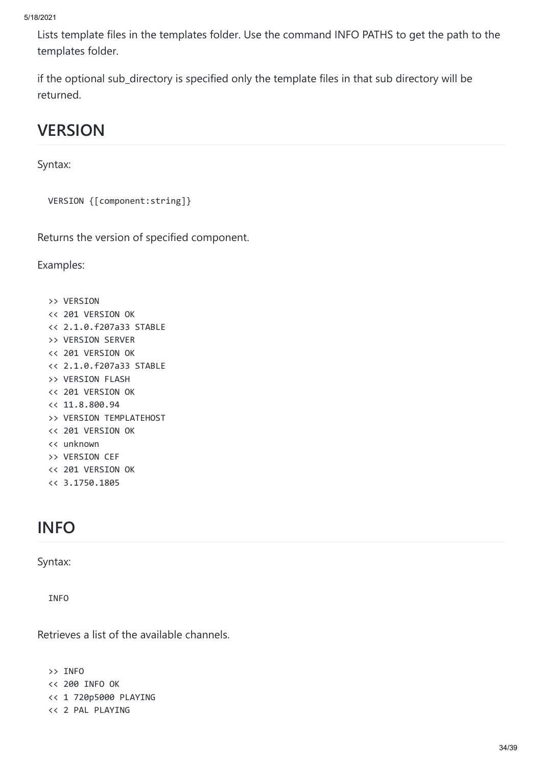Lists template files in the templates folder. Use the command INFO PATHS to get the path to the templates folder.

if the optional sub_directory is specified only the template files in that sub directory will be returned.

## VERSION

Syntax:

```
VERSION {[component:string]}
```

Returns the version of specified component.

Examples:

```
>> VERSION
<< 201 VERSION OK
<< 2.1.0.f207a33 STABLE
>> VERSION SERVER
<< 201 VERSION OK
<< 2.1.0.f207a33 STABLE
>> VERSION FLASH
<< 201 VERSION OK
<< 11.8.800.94
>> VERSION TEMPLATEHOST
<< 201 VERSION OK
<< unknown
>> VERSION CEF
<< 201 VERSION OK
<< 3.1750.1805
```

## INFO

Syntax:

```
INFO
```

Retrieves a list of the available channels.

```
>> INFO
<< 200 INFO OK
<< 1 720p5000 PLAYING
<< 2 PAL PLAYING
```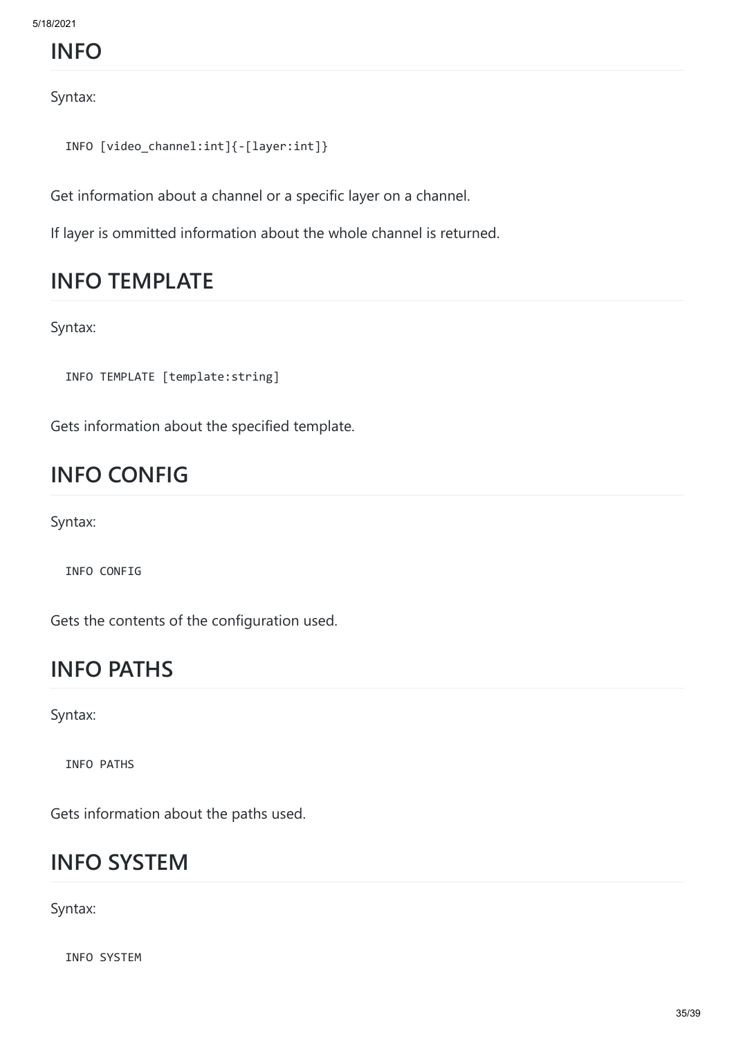## INFO

Syntax:

```
INFO [video_channel:int]{-[layer:int]}
```

Get information about a channel or a specific layer on a channel.

If layer is ommitted information about the whole channel is returned.

## INFO TEMPLATE

Syntax:

```
INFO TEMPLATE [template:string]
```

Gets information about the specified template.

## INFO CONFIG

Syntax:

```
INFO CONFIG
```

Gets the contents of the configuration used.

## INFO PATHS

Syntax:

```
INFO PATHS
```

Gets information about the paths used.

## INFO SYSTEM

Syntax:

```
INFO SYSTEM
```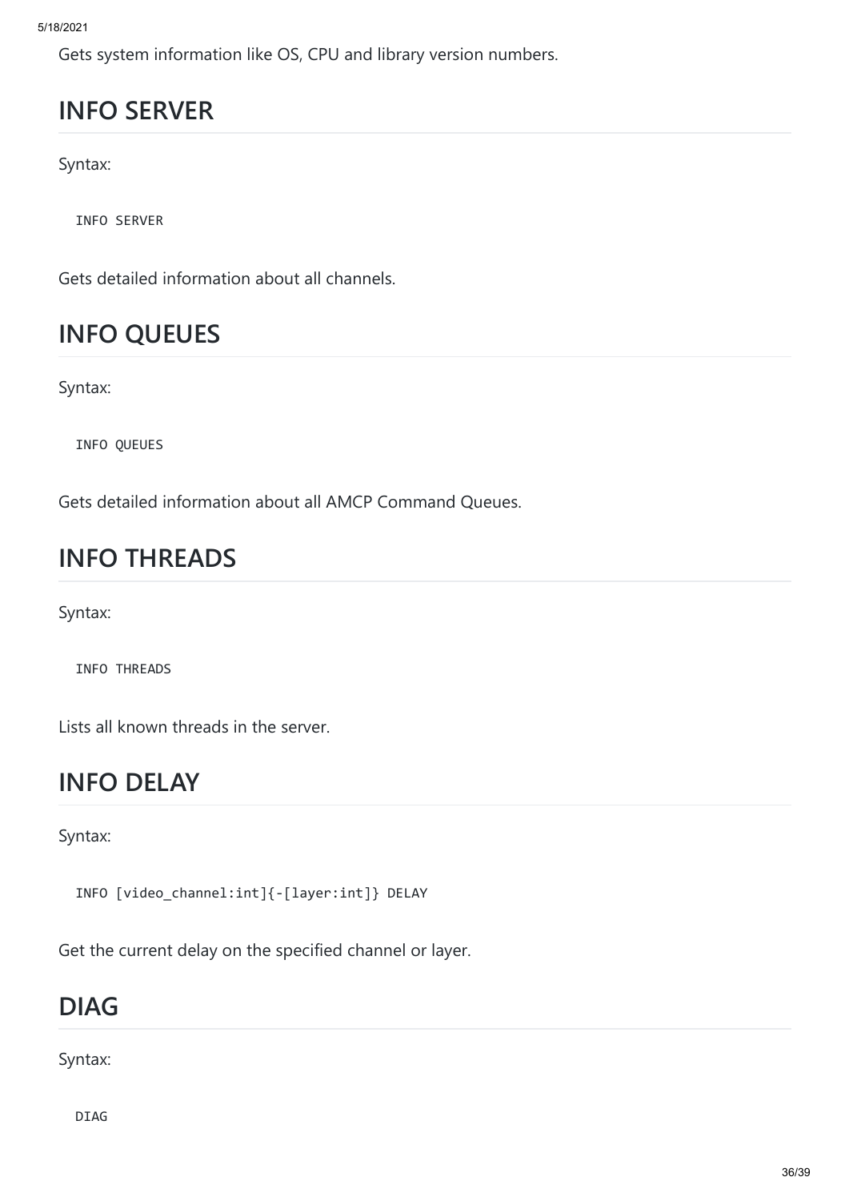Gets system information like OS, CPU and library version numbers.

## INFO SERVER

Syntax:

```
INFO SERVER
```

Gets detailed information about all channels.

## INFO QUEUES

Syntax:

```
INFO QUEUES
```

Gets detailed information about all AMCP Command Queues.

## INFO THREADS

Syntax:

```
INFO THREADS
```

Lists all known threads in the server.

## INFO DELAY

Syntax:

```
INFO [video_channel:int]{-[layer:int]} DELAY
```

Get the current delay on the specified channel or layer.

## DIAG

Syntax:

```
DIAG
```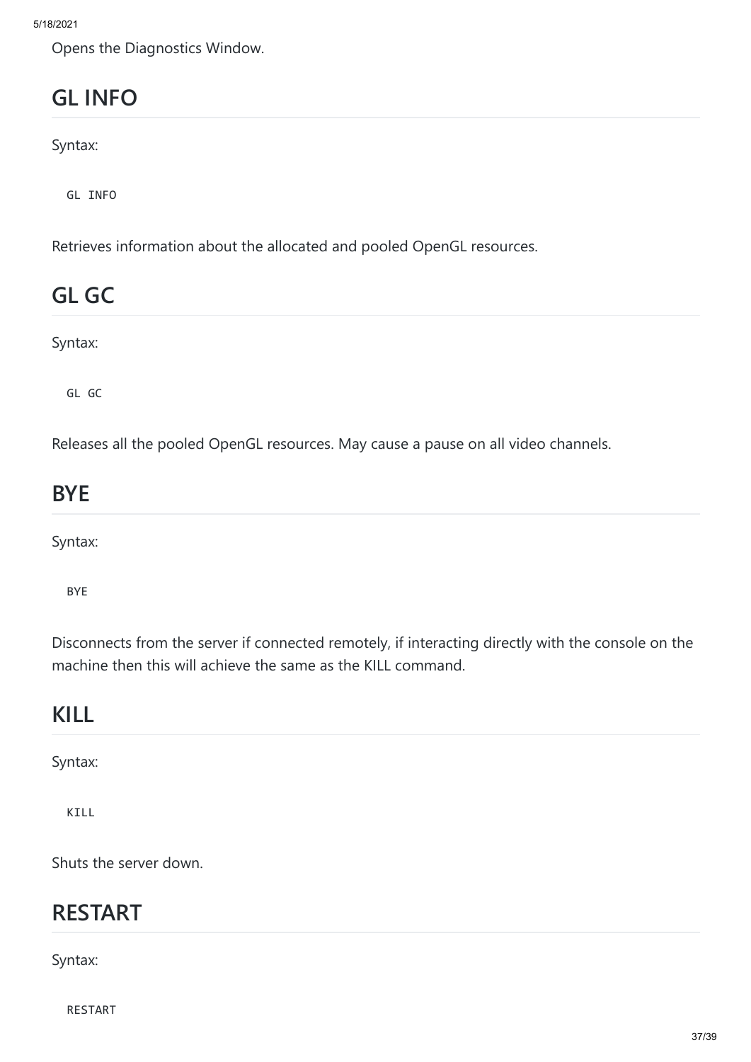Opens the Diagnostics Window.

## GL INFO

Syntax:

```
GL INFO
```

Retrieves information about the allocated and pooled OpenGL resources.

## GL GC

Syntax:

```
GL GC
```

Releases all the pooled OpenGL resources. May cause a pause on all video channels.

## BYE

Syntax:

```
BYE
```

Disconnects from the server if connected remotely, if interacting directly with the console on the machine then this will achieve the same as the KILL command.

## KILL

Syntax:

```
KILL
```

Shuts the server down.

## RESTART

Syntax:

```
RESTART
```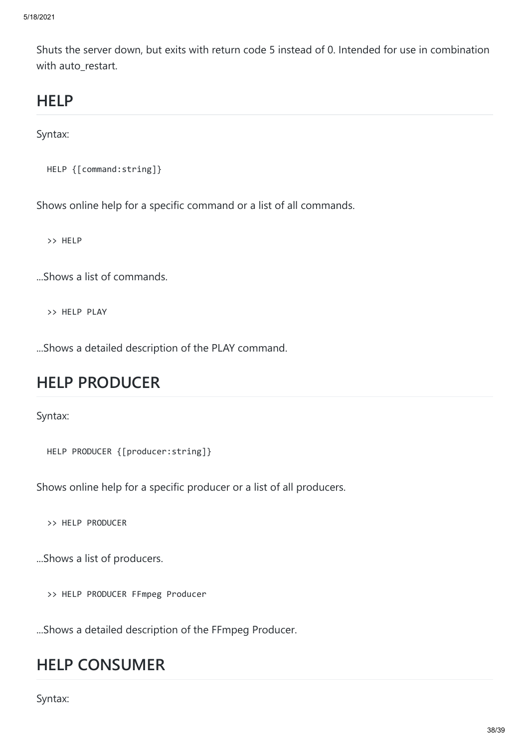Shuts the server down, but exits with return code 5 instead of 0. Intended for use in combination with auto_restart.

## HELP

Syntax:

```
HELP {[command:string]}
```

Shows online help for a specific command or a list of all commands.

```
>> HELP
```

...Shows a list of commands.

```
>> HELP PLAY
```

...Shows a detailed description of the PLAY command.

## HELP PRODUCER

Syntax:

```
HELP PRODUCER {[producer:string]}
```

Shows online help for a specific producer or a list of all producers.

```
>> HELP PRODUCER
```

...Shows a list of producers.

```
>> HELP PRODUCER FFmpeg Producer
```

...Shows a detailed description of the FFmpeg Producer.

## HELP CONSUMER

Syntax: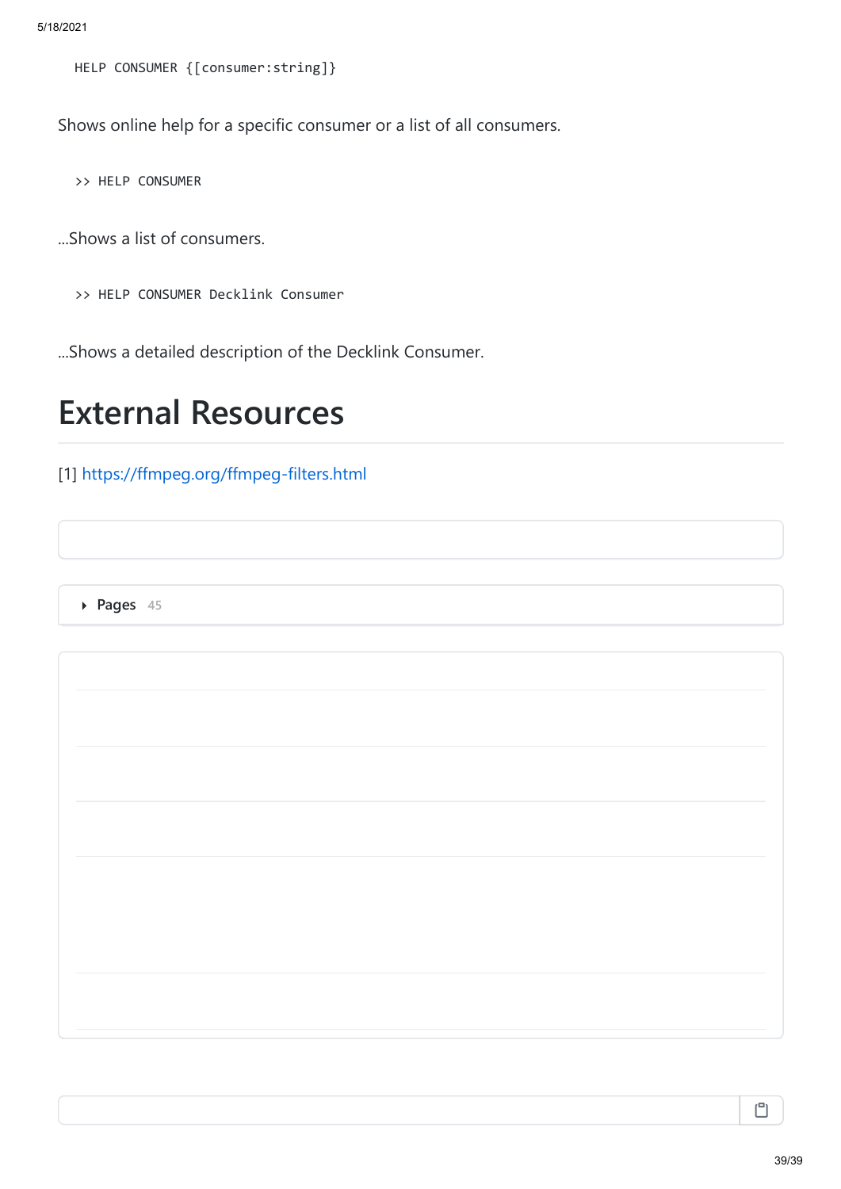```
HELP CONSUMER {[consumer:string]}
```

Shows online help for a specific consumer or a list of all consumers.

```
>> HELP CONSUMER
```

...Shows a list of consumers.

```
>> HELP CONSUMER Decklink Consumer
```

...Shows a detailed description of the Decklink Consumer.

# External Resources

[1] https://ffmpeg.org/ffmpeg-filters.html

Pages 45